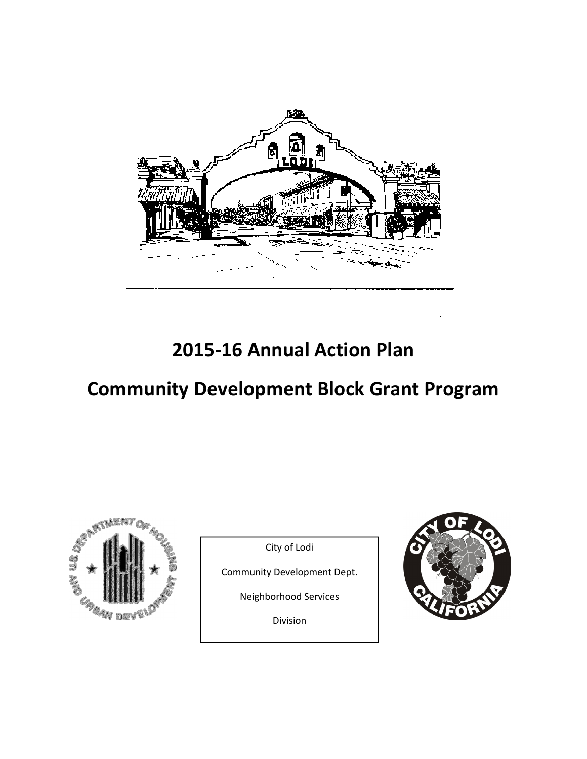# 2015-16 Annual Action Plan

# Community Development Block Grant Program

City of Lodi

Community Development Dept.

Neighborhood Services

Division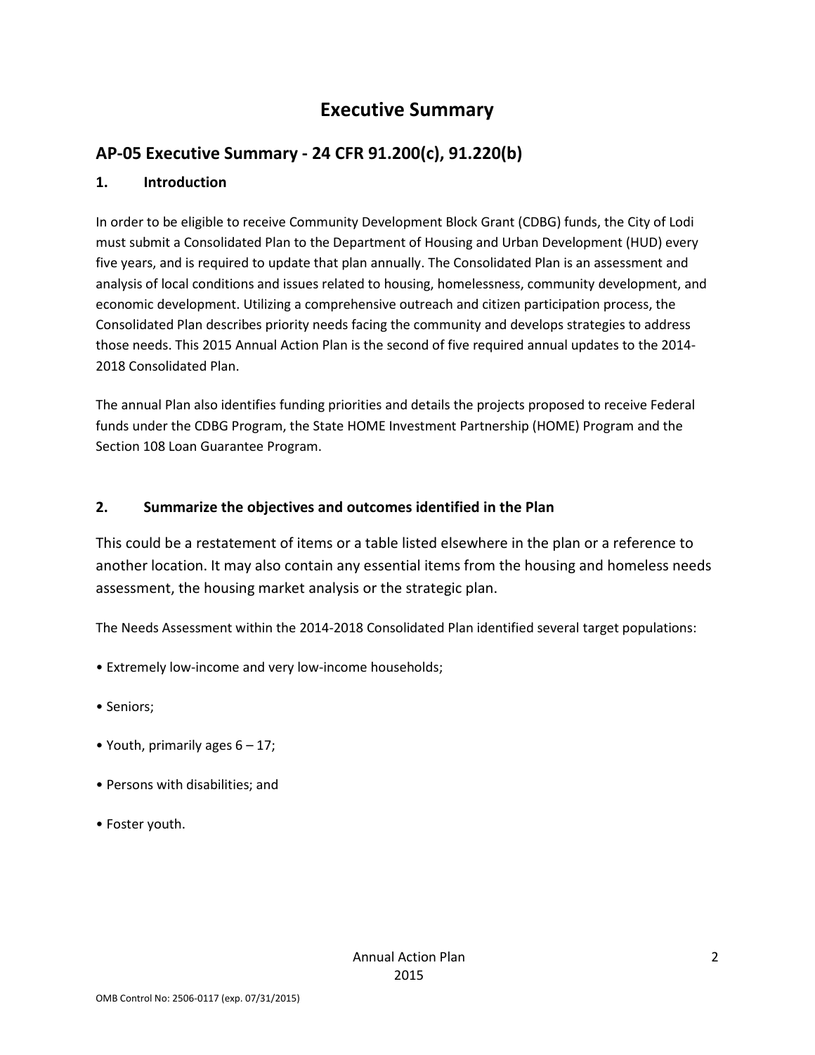# Executive Summary

## AP-05 Executive Summary - 24 CFR 91.200(c), 91.220(b)

### 1. Introduction

In order to be eligible to receive Community Development Block Grant (CDBG) funds, the City of Lodi must submit a Consolidated Plan to the Department of Housing and Urban Development (HUD) every five years, and is required to update that plan annually. The Consolidated Plan is an assessment and analysis of local conditions and issues related to housing, homelessness, community development, and economic development. Utilizing a comprehensive outreach and citizen participation process, the Consolidated Plan describes priority needs facing the community and develops strategies to address those needs. This 2015 Annual Action Plan is the second of five required annual updates to the 2014-2018 Consolidated Plan.

The annual Plan also identifies funding priorities and details the projects proposed to receive Federal funds under the CDBG Program, the State HOME Investment Partnership (HOME) Program and the Section 108 Loan Guarantee Program.

### 2. Summarize the objectives and outcomes identified in the Plan

This could be a restatement of items or a table listed elsewhere in the plan or a reference to another location. It may also contain any essential items from the housing and homeless needs assessment, the housing market analysis or the strategic plan.

The Needs Assessment within the 2014-2018 Consolidated Plan identified several target populations:

- Extremely low-income and very low-income households;
- Seniors;
- Youth, primarily ages 6 – 17;
- Persons with disabilities; and
- Foster youth.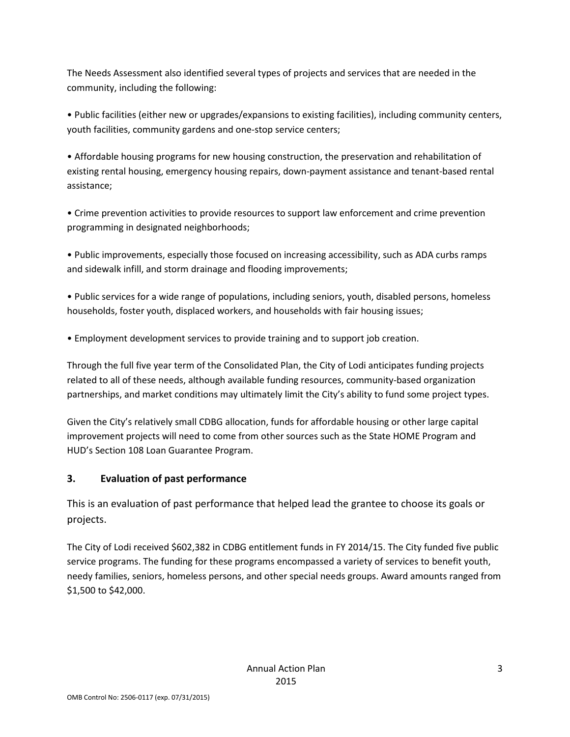The Needs Assessment also identified several types of projects and services that are needed in the community, including the following:

- Public facilities (either new or upgrades/expansions to existing facilities), including community centers, youth facilities, community gardens and one-stop service centers;
- Affordable housing programs for new housing construction, the preservation and rehabilitation of existing rental housing, emergency housing repairs, down-payment assistance and tenant-based rental assistance;
- Crime prevention activities to provide resources to support law enforcement and crime prevention programming in designated neighborhoods;
- Public improvements, especially those focused on increasing accessibility, such as ADA curbs ramps and sidewalk infill, and storm drainage and flooding improvements;
- Public services for a wide range of populations, including seniors, youth, disabled persons, homeless households, foster youth, displaced workers, and households with fair housing issues;
- Employment development services to provide training and to support job creation.

Through the full five year term of the Consolidated Plan, the City of Lodi anticipates funding projects related to all of these needs, although available funding resources, community-based organization partnerships, and market conditions may ultimately limit the City's ability to fund some project types.

Given the City's relatively small CDBG allocation, funds for affordable housing or other large capital improvement projects will need to come from other sources such as the State HOME Program and HUD's Section 108 Loan Guarantee Program.

### 3. Evaluation of past performance

This is an evaluation of past performance that helped lead the grantee to choose its goals or projects.

The City of Lodi received $602,382 in CDBG entitlement funds in FY 2014/15. The City funded five public service programs. The funding for these programs encompassed a variety of services to benefit youth, needy families, seniors, homeless persons, and other special needs groups. Award amounts ranged from $1,500 to $42,000.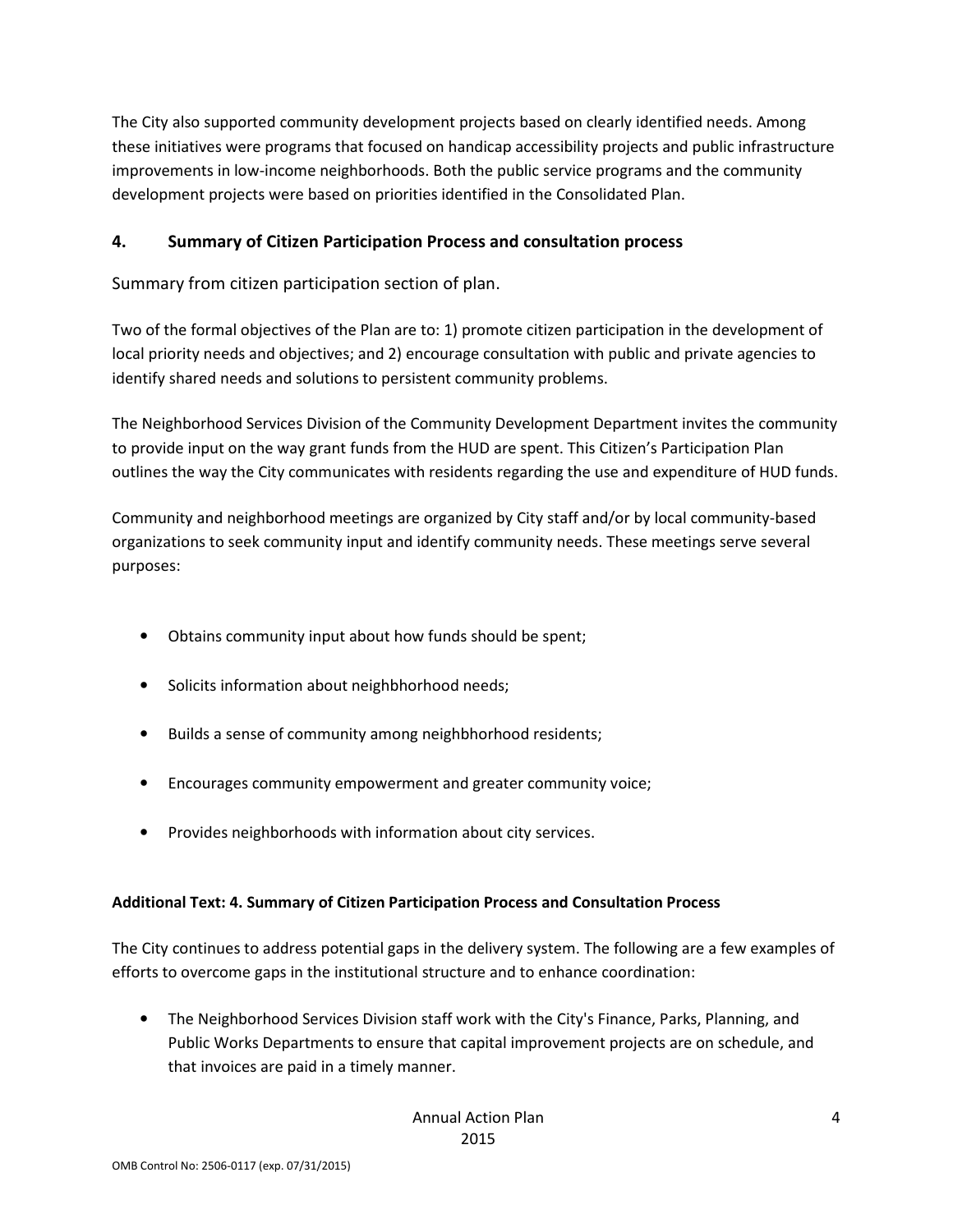The City also supported community development projects based on clearly identified needs. Among these initiatives were programs that focused on handicap accessibility projects and public infrastructure improvements in low-income neighborhoods. Both the public service programs and the community development projects were based on priorities identified in the Consolidated Plan.

## 4. Summary of Citizen Participation Process and consultation process

Summary from citizen participation section of plan.

Two of the formal objectives of the Plan are to: 1) promote citizen participation in the development of local priority needs and objectives; and 2) encourage consultation with public and private agencies to identify shared needs and solutions to persistent community problems.

The Neighborhood Services Division of the Community Development Department invites the community to provide input on the way grant funds from the HUD are spent. This Citizen's Participation Plan outlines the way the City communicates with residents regarding the use and expenditure of HUD funds.

Community and neighborhood meetings are organized by City staff and/or by local community-based organizations to seek community input and identify community needs. These meetings serve several purposes:

- Obtains community input about how funds should be spent;
- Solicits information about neighbhorhood needs;
- Builds a sense of community among neighbhorhood residents;
- Encourages community empowerment and greater community voice;
- Provides neighborhoods with information about city services.

**Additional Text: 4. Summary of Citizen Participation Process and Consultation Process**

The City continues to address potential gaps in the delivery system. The following are a few examples of efforts to overcome gaps in the institutional structure and to enhance coordination:

- The Neighborhood Services Division staff work with the City's Finance, Parks, Planning, and Public Works Departments to ensure that capital improvement projects are on schedule, and that invoices are paid in a timely manner.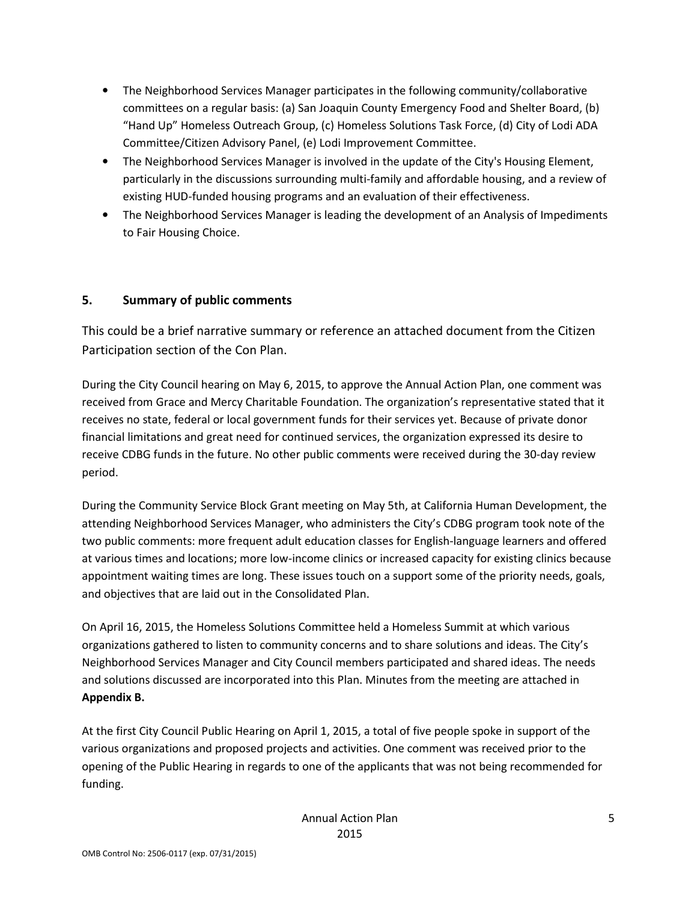- The Neighborhood Services Manager participates in the following community/collaborative committees on a regular basis: (a) San Joaquin County Emergency Food and Shelter Board, (b) "Hand Up" Homeless Outreach Group, (c) Homeless Solutions Task Force, (d) City of Lodi ADA Committee/Citizen Advisory Panel, (e) Lodi Improvement Committee.
- The Neighborhood Services Manager is involved in the update of the City's Housing Element, particularly in the discussions surrounding multi-family and affordable housing, and a review of existing HUD-funded housing programs and an evaluation of their effectiveness.
- The Neighborhood Services Manager is leading the development of an Analysis of Impediments to Fair Housing Choice.

## 5. Summary of public comments

This could be a brief narrative summary or reference an attached document from the Citizen Participation section of the Con Plan.

During the City Council hearing on May 6, 2015, to approve the Annual Action Plan, one comment was received from Grace and Mercy Charitable Foundation. The organization's representative stated that it receives no state, federal or local government funds for their services yet. Because of private donor financial limitations and great need for continued services, the organization expressed its desire to receive CDBG funds in the future. No other public comments were received during the 30-day review period.

During the Community Service Block Grant meeting on May 5th, at California Human Development, the attending Neighborhood Services Manager, who administers the City's CDBG program took note of the two public comments: more frequent adult education classes for English-language learners and offered at various times and locations; more low-income clinics or increased capacity for existing clinics because appointment waiting times are long. These issues touch on a support some of the priority needs, goals, and objectives that are laid out in the Consolidated Plan.

On April 16, 2015, the Homeless Solutions Committee held a Homeless Summit at which various organizations gathered to listen to community concerns and to share solutions and ideas. The City's Neighborhood Services Manager and City Council members participated and shared ideas. The needs and solutions discussed are incorporated into this Plan. Minutes from the meeting are attached in **Appendix B.**

At the first City Council Public Hearing on April 1, 2015, a total of five people spoke in support of the various organizations and proposed projects and activities. One comment was received prior to the opening of the Public Hearing in regards to one of the applicants that was not being recommended for funding.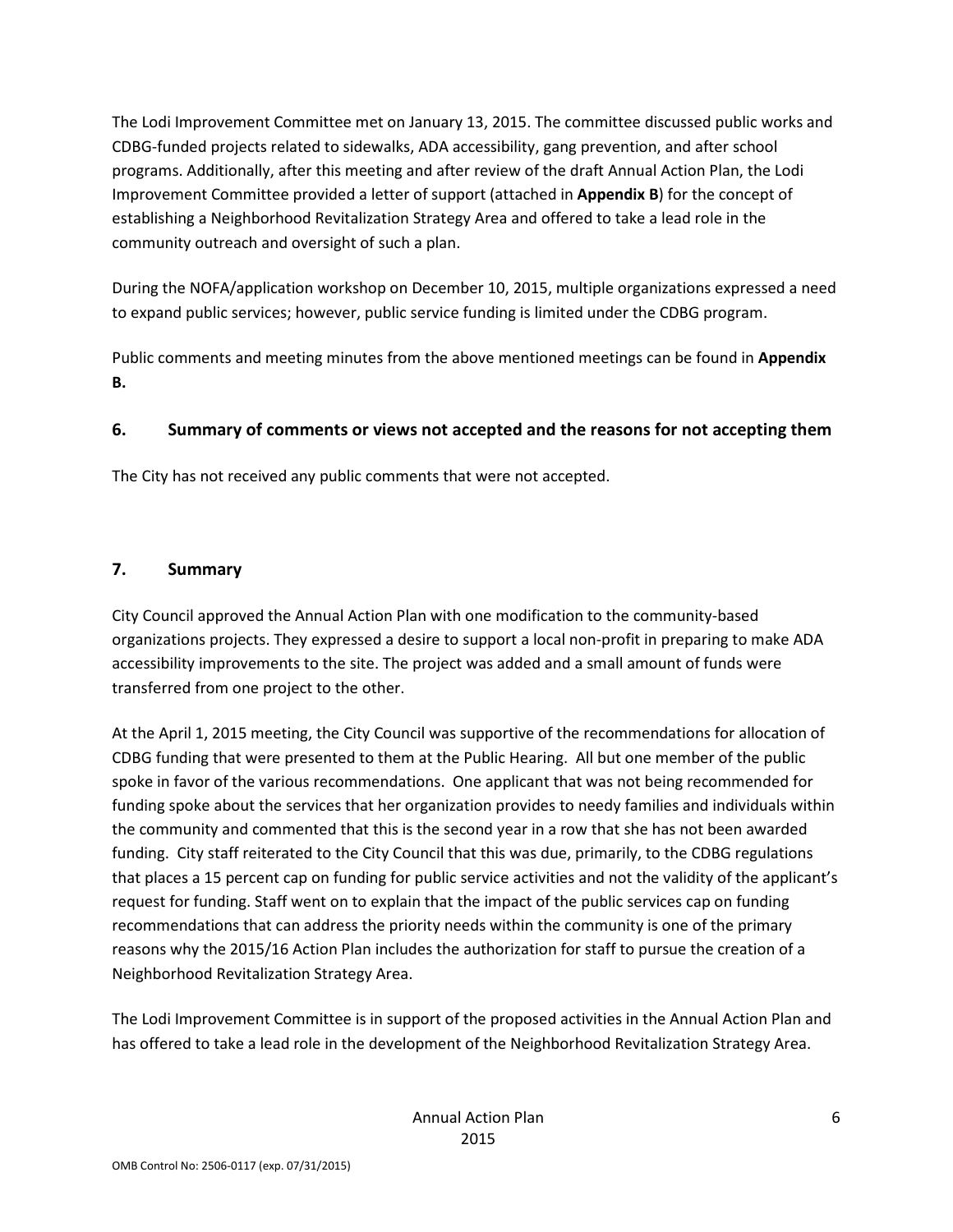The Lodi Improvement Committee met on January 13, 2015. The committee discussed public works and CDBG-funded projects related to sidewalks, ADA accessibility, gang prevention, and after school programs. Additionally, after this meeting and after review of the draft Annual Action Plan, the Lodi Improvement Committee provided a letter of support (attached in **Appendix B**) for the concept of establishing a Neighborhood Revitalization Strategy Area and offered to take a lead role in the community outreach and oversight of such a plan.

During the NOFA/application workshop on December 10, 2015, multiple organizations expressed a need to expand public services; however, public service funding is limited under the CDBG program.

Public comments and meeting minutes from the above mentioned meetings can be found in **Appendix B.**

## 6. Summary of comments or views not accepted and the reasons for not accepting them

The City has not received any public comments that were not accepted.

## 7. Summary

City Council approved the Annual Action Plan with one modification to the community-based organizations projects. They expressed a desire to support a local non-profit in preparing to make ADA accessibility improvements to the site. The project was added and a small amount of funds were transferred from one project to the other.

At the April 1, 2015 meeting, the City Council was supportive of the recommendations for allocation of CDBG funding that were presented to them at the Public Hearing. All but one member of the public spoke in favor of the various recommendations. One applicant that was not being recommended for funding spoke about the services that her organization provides to needy families and individuals within the community and commented that this is the second year in a row that she has not been awarded funding. City staff reiterated to the City Council that this was due, primarily, to the CDBG regulations that places a 15 percent cap on funding for public service activities and not the validity of the applicant's request for funding. Staff went on to explain that the impact of the public services cap on funding recommendations that can address the priority needs within the community is one of the primary reasons why the 2015/16 Action Plan includes the authorization for staff to pursue the creation of a Neighborhood Revitalization Strategy Area.

The Lodi Improvement Committee is in support of the proposed activities in the Annual Action Plan and has offered to take a lead role in the development of the Neighborhood Revitalization Strategy Area.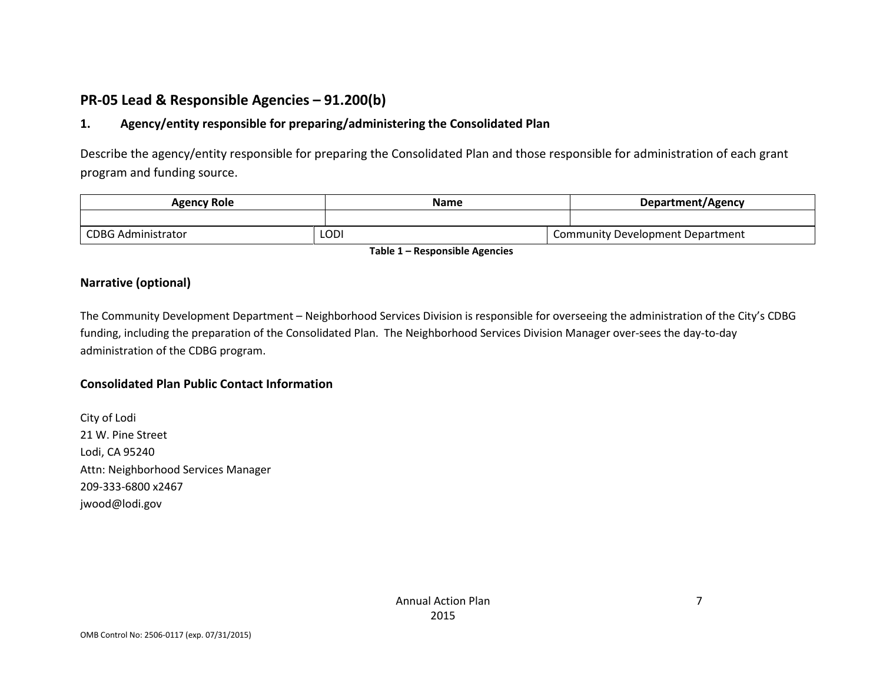## PR-05 Lead & Responsible Agencies – 91.200(b)

### 1. Agency/entity responsible for preparing/administering the Consolidated Plan

Describe the agency/entity responsible for preparing the Consolidated Plan and those responsible for administration of each grant program and funding source.

| Agency Role | Name | Department/Agency |
|---|---|---|
| | | |
| CDBG Administrator | LODI | Community Development Department |

**Table 1 – Responsible Agencies**

### Narrative (optional)

The Community Development Department – Neighborhood Services Division is responsible for overseeing the administration of the City's CDBG funding, including the preparation of the Consolidated Plan. The Neighborhood Services Division Manager over-sees the day-to-day administration of the CDBG program.

### Consolidated Plan Public Contact Information

City of Lodi
21 W. Pine Street
Lodi, CA 95240
Attn: Neighborhood Services Manager
209-333-6800 x2467
jwood@lodi.gov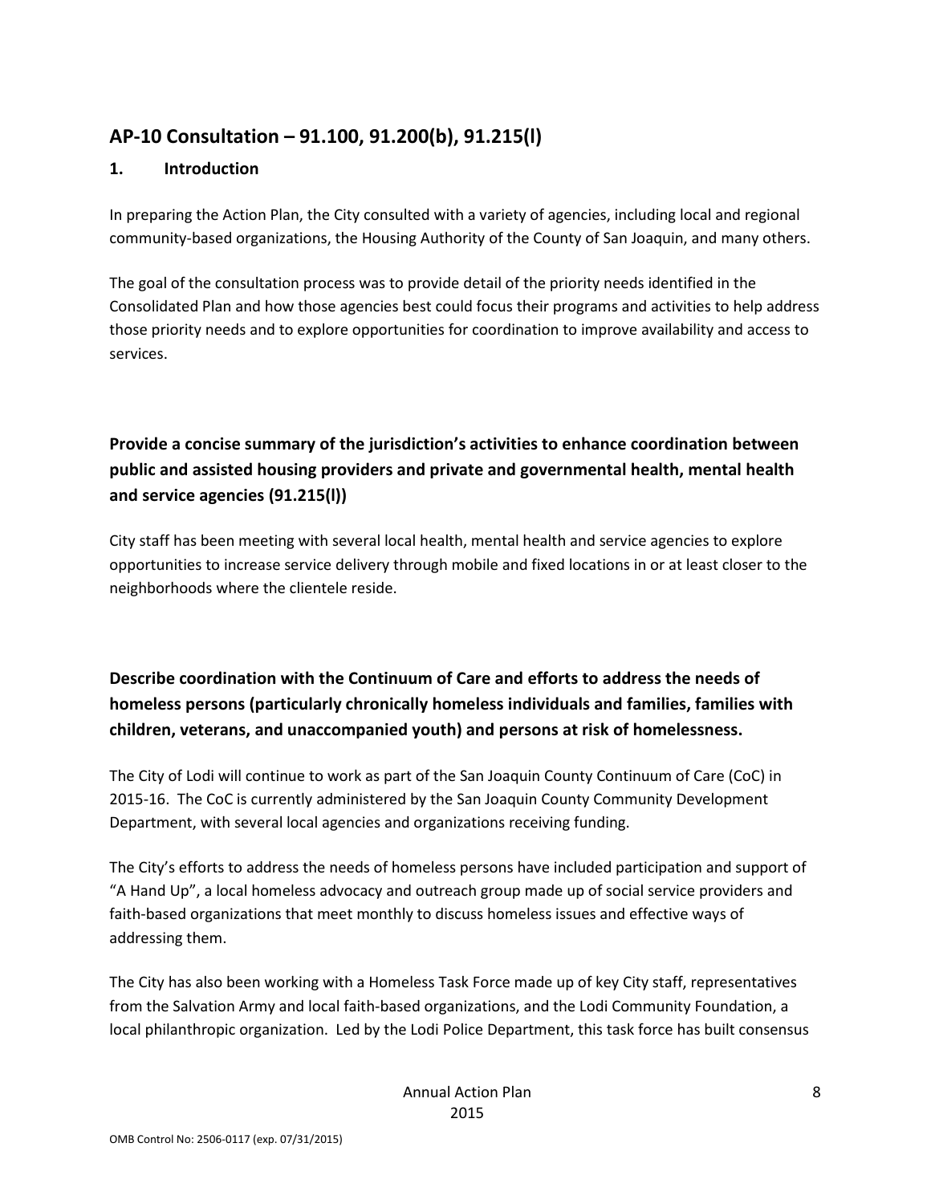## AP-10 Consultation – 91.100, 91.200(b), 91.215(l)

### 1. Introduction

In preparing the Action Plan, the City consulted with a variety of agencies, including local and regional community-based organizations, the Housing Authority of the County of San Joaquin, and many others.

The goal of the consultation process was to provide detail of the priority needs identified in the Consolidated Plan and how those agencies best could focus their programs and activities to help address those priority needs and to explore opportunities for coordination to improve availability and access to services.

### Provide a concise summary of the jurisdiction's activities to enhance coordination between public and assisted housing providers and private and governmental health, mental health and service agencies (91.215(l))

City staff has been meeting with several local health, mental health and service agencies to explore opportunities to increase service delivery through mobile and fixed locations in or at least closer to the neighborhoods where the clientele reside.

### Describe coordination with the Continuum of Care and efforts to address the needs of homeless persons (particularly chronically homeless individuals and families, families with children, veterans, and unaccompanied youth) and persons at risk of homelessness.

The City of Lodi will continue to work as part of the San Joaquin County Continuum of Care (CoC) in 2015-16. The CoC is currently administered by the San Joaquin County Community Development Department, with several local agencies and organizations receiving funding.

The City's efforts to address the needs of homeless persons have included participation and support of "A Hand Up", a local homeless advocacy and outreach group made up of social service providers and faith-based organizations that meet monthly to discuss homeless issues and effective ways of addressing them.

The City has also been working with a Homeless Task Force made up of key City staff, representatives from the Salvation Army and local faith-based organizations, and the Lodi Community Foundation, a local philanthropic organization. Led by the Lodi Police Department, this task force has built consensus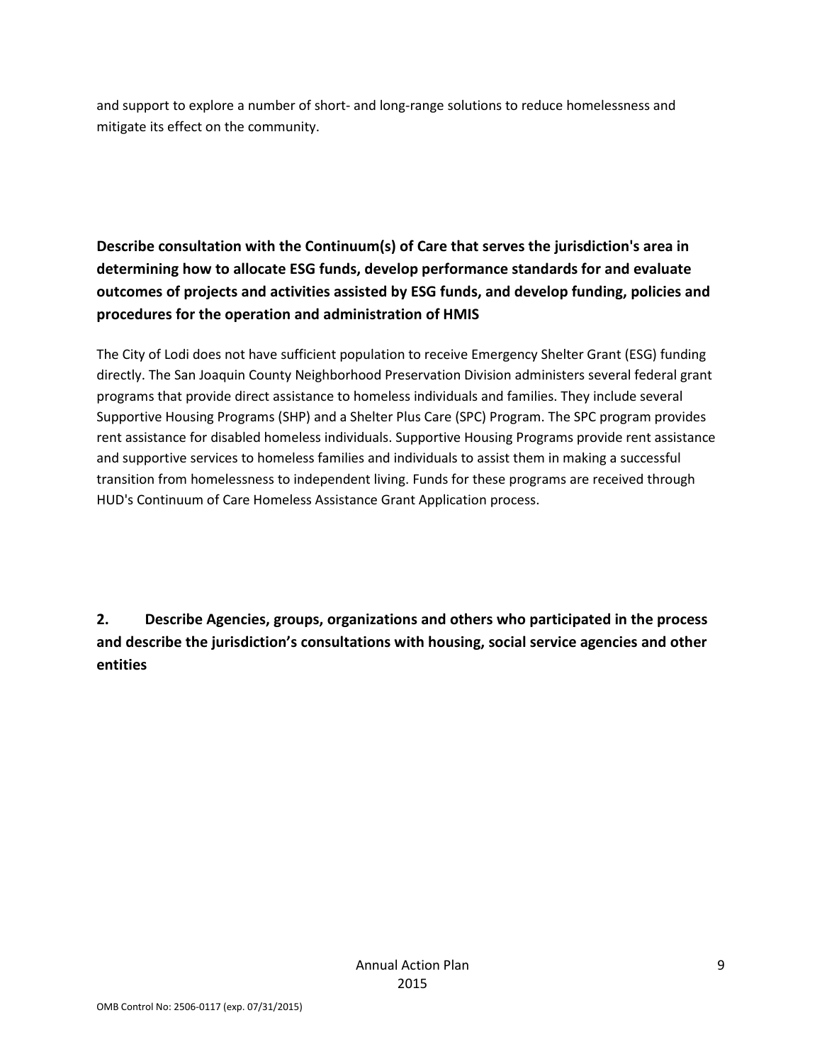and support to explore a number of short- and long-range solutions to reduce homelessness and mitigate its effect on the community.

**Describe consultation with the Continuum(s) of Care that serves the jurisdiction's area in determining how to allocate ESG funds, develop performance standards for and evaluate outcomes of projects and activities assisted by ESG funds, and develop funding, policies and procedures for the operation and administration of HMIS**

The City of Lodi does not have sufficient population to receive Emergency Shelter Grant (ESG) funding directly. The San Joaquin County Neighborhood Preservation Division administers several federal grant programs that provide direct assistance to homeless individuals and families. They include several Supportive Housing Programs (SHP) and a Shelter Plus Care (SPC) Program. The SPC program provides rent assistance for disabled homeless individuals. Supportive Housing Programs provide rent assistance and supportive services to homeless families and individuals to assist them in making a successful transition from homelessness to independent living. Funds for these programs are received through HUD's Continuum of Care Homeless Assistance Grant Application process.

**2. Describe Agencies, groups, organizations and others who participated in the process and describe the jurisdiction's consultations with housing, social service agencies and other entities**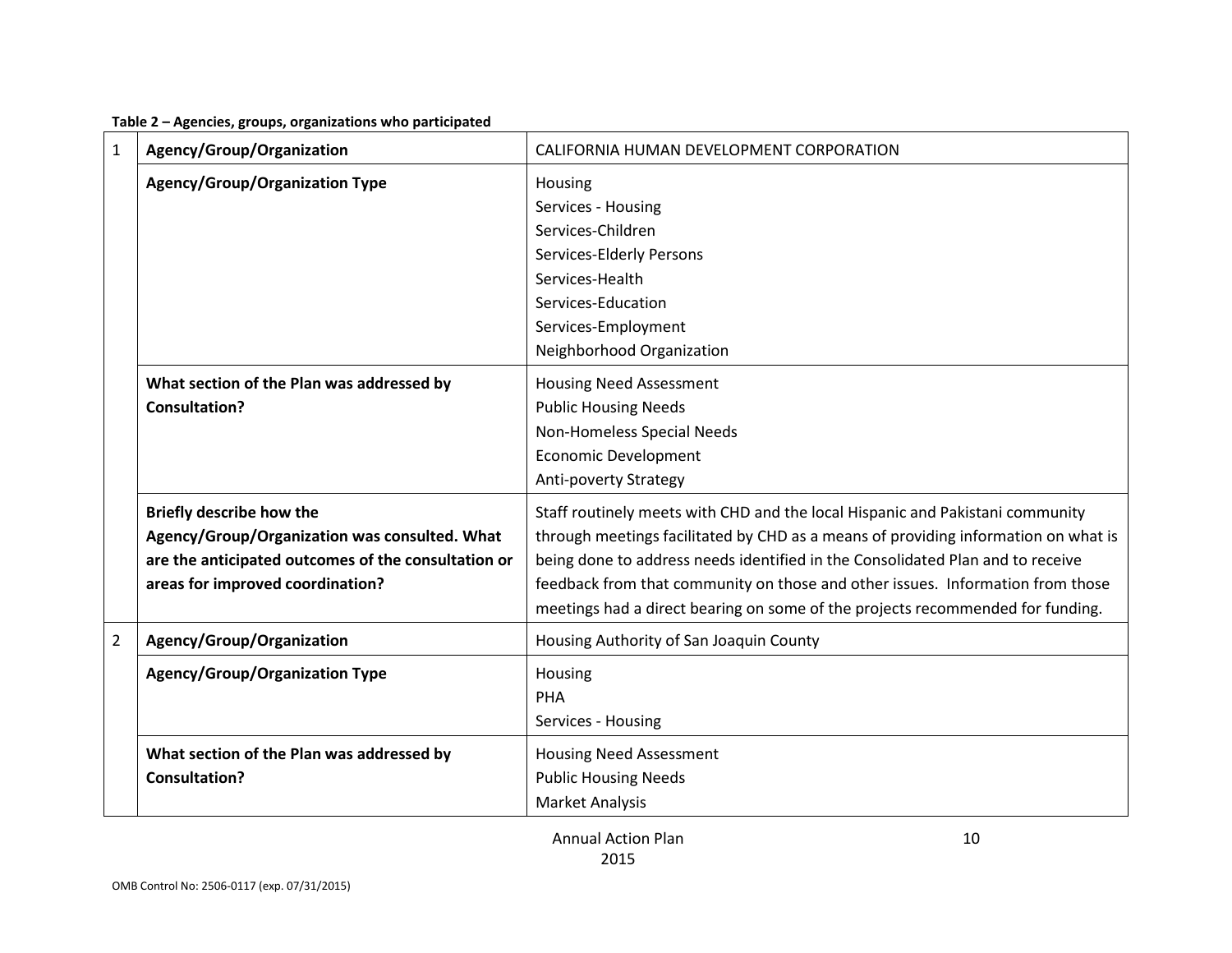**Table 2 – Agencies, groups, organizations who participated**

| | | |
|---|---|---|
| 1 | **Agency/Group/Organization** | CALIFORNIA HUMAN DEVELOPMENT CORPORATION |
| | **Agency/Group/Organization Type** | Housing<br>Services - Housing<br>Services-Children<br>Services-Elderly Persons<br>Services-Health<br>Services-Education<br>Services-Employment<br>Neighborhood Organization |
| | **What section of the Plan was addressed by Consultation?** | Housing Need Assessment<br>Public Housing Needs<br>Non-Homeless Special Needs<br>Economic Development<br>Anti-poverty Strategy |
| | **Briefly describe how the Agency/Group/Organization was consulted. What are the anticipated outcomes of the consultation or areas for improved coordination?** | Staff routinely meets with CHD and the local Hispanic and Pakistani community through meetings facilitated by CHD as a means of providing information on what is being done to address needs identified in the Consolidated Plan and to receive feedback from that community on those and other issues. Information from those meetings had a direct bearing on some of the projects recommended for funding. |
| 2 | **Agency/Group/Organization** | Housing Authority of San Joaquin County |
| | **Agency/Group/Organization Type** | Housing<br>PHA<br>Services - Housing |
| | **What section of the Plan was addressed by Consultation?** | Housing Need Assessment<br>Public Housing Needs<br>Market Analysis |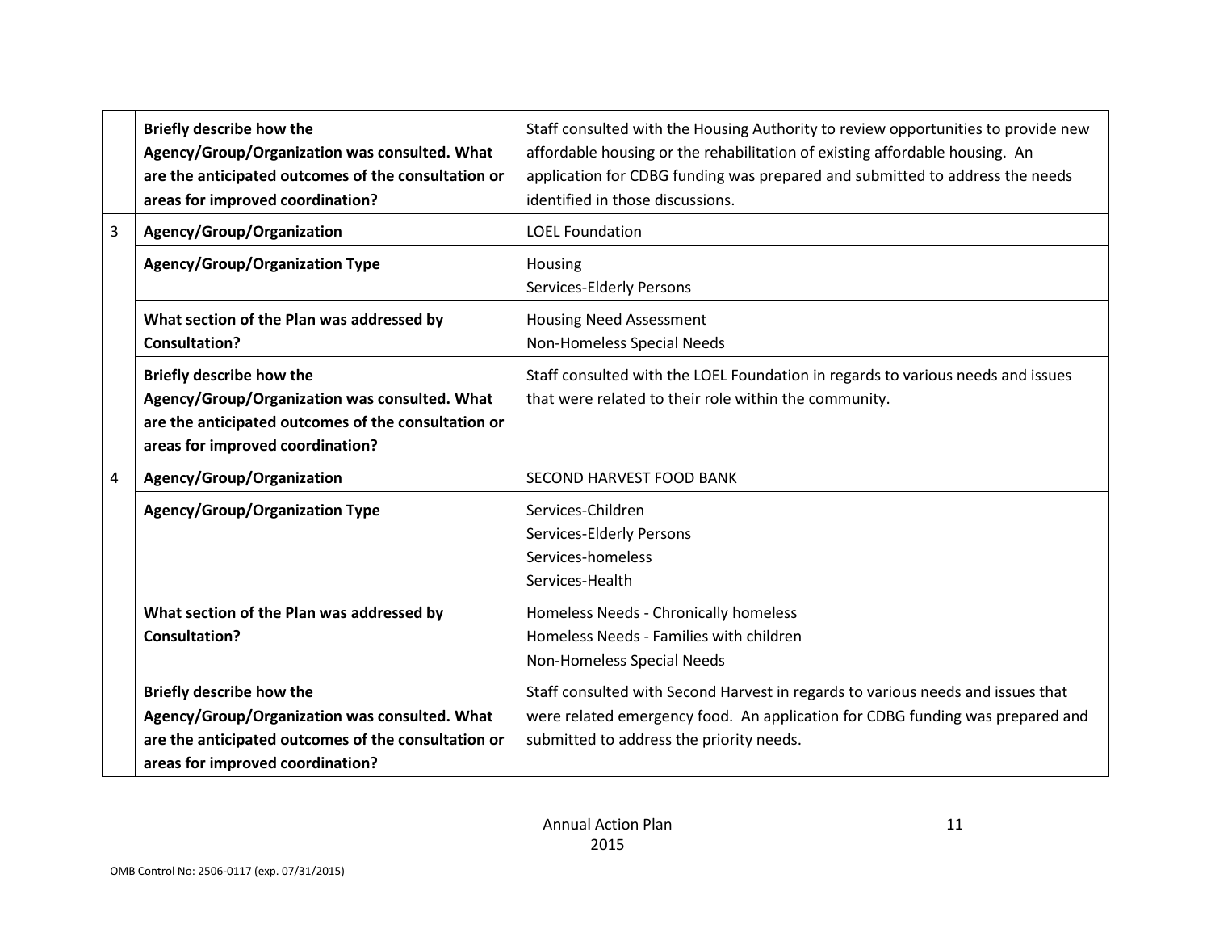| | | |
|---|---|---|
| | **Briefly describe how the Agency/Group/Organization was consulted. What are the anticipated outcomes of the consultation or areas for improved coordination?** | Staff consulted with the Housing Authority to review opportunities to provide new affordable housing or the rehabilitation of existing affordable housing. An application for CDBG funding was prepared and submitted to address the needs identified in those discussions. |
| 3 | **Agency/Group/Organization** | LOEL Foundation |
| | **Agency/Group/Organization Type** | Housing<br>Services-Elderly Persons |
| | **What section of the Plan was addressed by Consultation?** | Housing Need Assessment<br>Non-Homeless Special Needs |
| | **Briefly describe how the Agency/Group/Organization was consulted. What are the anticipated outcomes of the consultation or areas for improved coordination?** | Staff consulted with the LOEL Foundation in regards to various needs and issues that were related to their role within the community. |
| 4 | **Agency/Group/Organization** | SECOND HARVEST FOOD BANK |
| | **Agency/Group/Organization Type** | Services-Children<br>Services-Elderly Persons<br>Services-homeless<br>Services-Health |
| | **What section of the Plan was addressed by Consultation?** | Homeless Needs - Chronically homeless<br>Homeless Needs - Families with children<br>Non-Homeless Special Needs |
| | **Briefly describe how the Agency/Group/Organization was consulted. What are the anticipated outcomes of the consultation or areas for improved coordination?** | Staff consulted with Second Harvest in regards to various needs and issues that were related emergency food. An application for CDBG funding was prepared and submitted to address the priority needs. |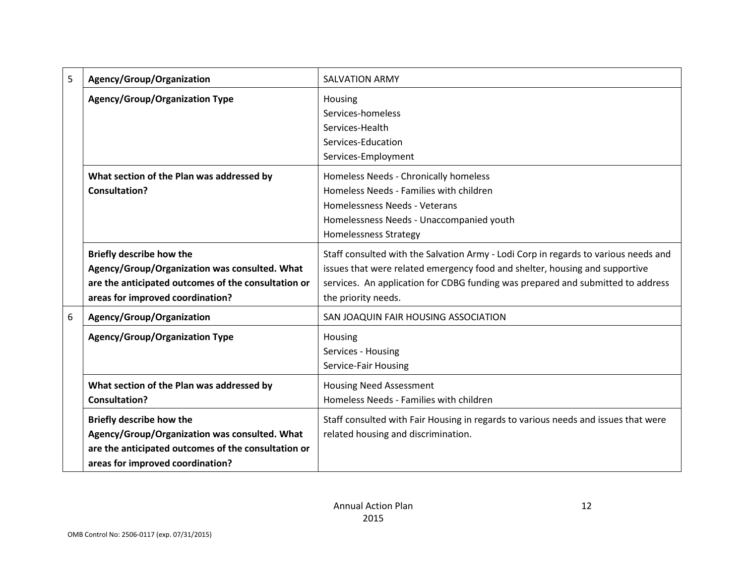| | | |
|---|---|---|
| 5 | **Agency/Group/Organization** | SALVATION ARMY |
| | **Agency/Group/Organization Type** | Housing<br>Services-homeless<br>Services-Health<br>Services-Education<br>Services-Employment |
| | **What section of the Plan was addressed by Consultation?** | Homeless Needs - Chronically homeless<br>Homeless Needs - Families with children<br>Homelessness Needs - Veterans<br>Homelessness Needs - Unaccompanied youth<br>Homelessness Strategy |
| | **Briefly describe how the Agency/Group/Organization was consulted. What are the anticipated outcomes of the consultation or areas for improved coordination?** | Staff consulted with the Salvation Army - Lodi Corp in regards to various needs and issues that were related emergency food and shelter, housing and supportive services. An application for CDBG funding was prepared and submitted to address the priority needs. |
| 6 | **Agency/Group/Organization** | SAN JOAQUIN FAIR HOUSING ASSOCIATION |
| | **Agency/Group/Organization Type** | Housing<br>Services - Housing<br>Service-Fair Housing |
| | **What section of the Plan was addressed by Consultation?** | Housing Need Assessment<br>Homeless Needs - Families with children |
| | **Briefly describe how the Agency/Group/Organization was consulted. What are the anticipated outcomes of the consultation or areas for improved coordination?** | Staff consulted with Fair Housing in regards to various needs and issues that were related housing and discrimination. |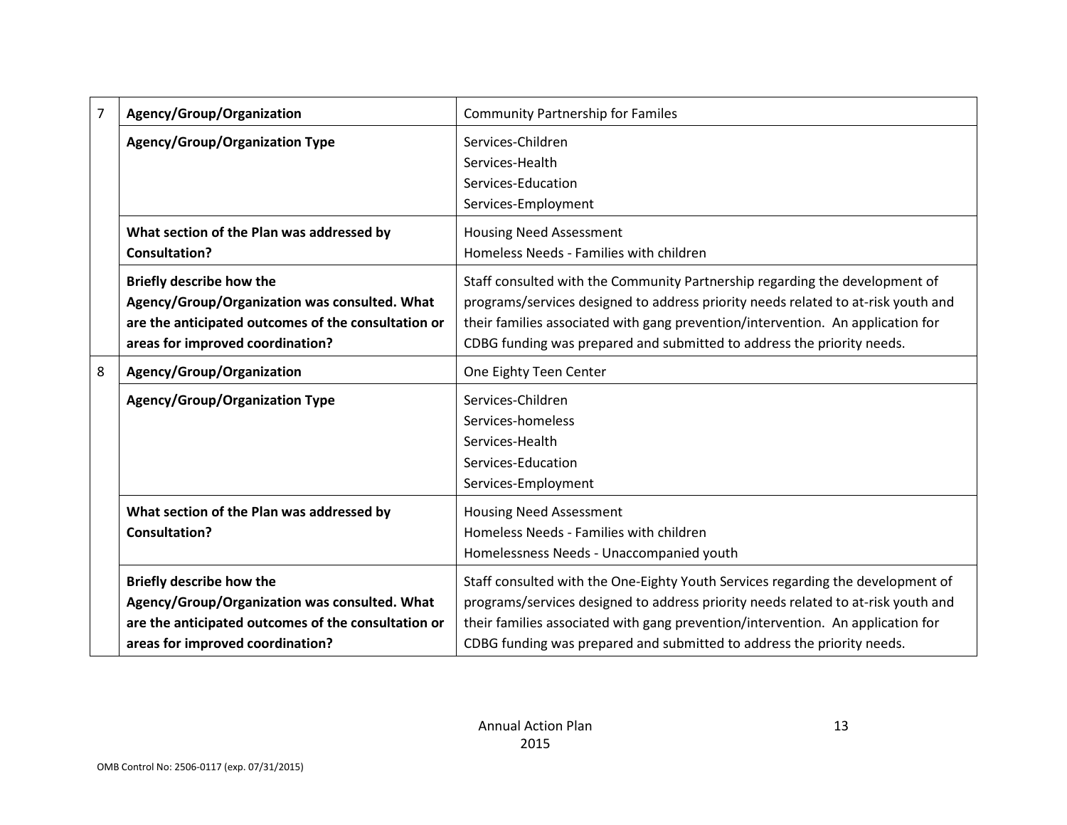| | | |
|---|---|---|
| 7 | **Agency/Group/Organization** | Community Partnership for Familes |
| | **Agency/Group/Organization Type** | Services-Children<br>Services-Health<br>Services-Education<br>Services-Employment |
| | **What section of the Plan was addressed by Consultation?** | Housing Need Assessment<br>Homeless Needs - Families with children |
| | **Briefly describe how the Agency/Group/Organization was consulted. What are the anticipated outcomes of the consultation or areas for improved coordination?** | Staff consulted with the Community Partnership regarding the development of programs/services designed to address priority needs related to at-risk youth and their families associated with gang prevention/intervention. An application for CDBG funding was prepared and submitted to address the priority needs. |
| 8 | **Agency/Group/Organization** | One Eighty Teen Center |
| | **Agency/Group/Organization Type** | Services-Children<br>Services-homeless<br>Services-Health<br>Services-Education<br>Services-Employment |
| | **What section of the Plan was addressed by Consultation?** | Housing Need Assessment<br>Homeless Needs - Families with children<br>Homelessness Needs - Unaccompanied youth |
| | **Briefly describe how the Agency/Group/Organization was consulted. What are the anticipated outcomes of the consultation or areas for improved coordination?** | Staff consulted with the One-Eighty Youth Services regarding the development of programs/services designed to address priority needs related to at-risk youth and their families associated with gang prevention/intervention. An application for CDBG funding was prepared and submitted to address the priority needs. |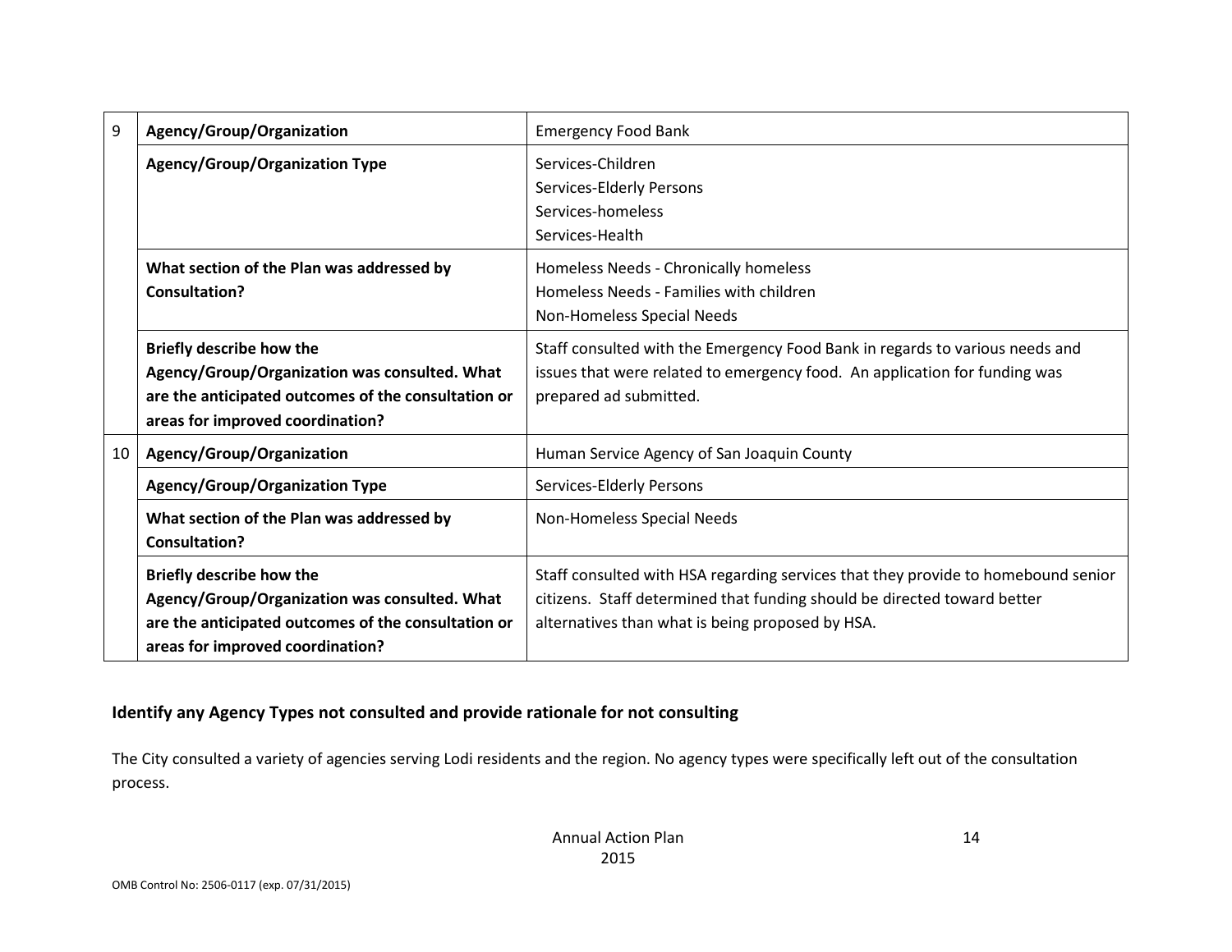| | | |
|---|---|---|
| 9 | **Agency/Group/Organization** | Emergency Food Bank |
| | **Agency/Group/Organization Type** | Services-Children<br>Services-Elderly Persons<br>Services-homeless<br>Services-Health |
| | **What section of the Plan was addressed by Consultation?** | Homeless Needs - Chronically homeless<br>Homeless Needs - Families with children<br>Non-Homeless Special Needs |
| | **Briefly describe how the Agency/Group/Organization was consulted. What are the anticipated outcomes of the consultation or areas for improved coordination?** | Staff consulted with the Emergency Food Bank in regards to various needs and issues that were related to emergency food. An application for funding was prepared ad submitted. |
| 10 | **Agency/Group/Organization** | Human Service Agency of San Joaquin County |
| | **Agency/Group/Organization Type** | Services-Elderly Persons |
| | **What section of the Plan was addressed by Consultation?** | Non-Homeless Special Needs |
| | **Briefly describe how the Agency/Group/Organization was consulted. What are the anticipated outcomes of the consultation or areas for improved coordination?** | Staff consulted with HSA regarding services that they provide to homebound senior citizens. Staff determined that funding should be directed toward better alternatives than what is being proposed by HSA. |

### Identify any Agency Types not consulted and provide rationale for not consulting

The City consulted a variety of agencies serving Lodi residents and the region. No agency types were specifically left out of the consultation process.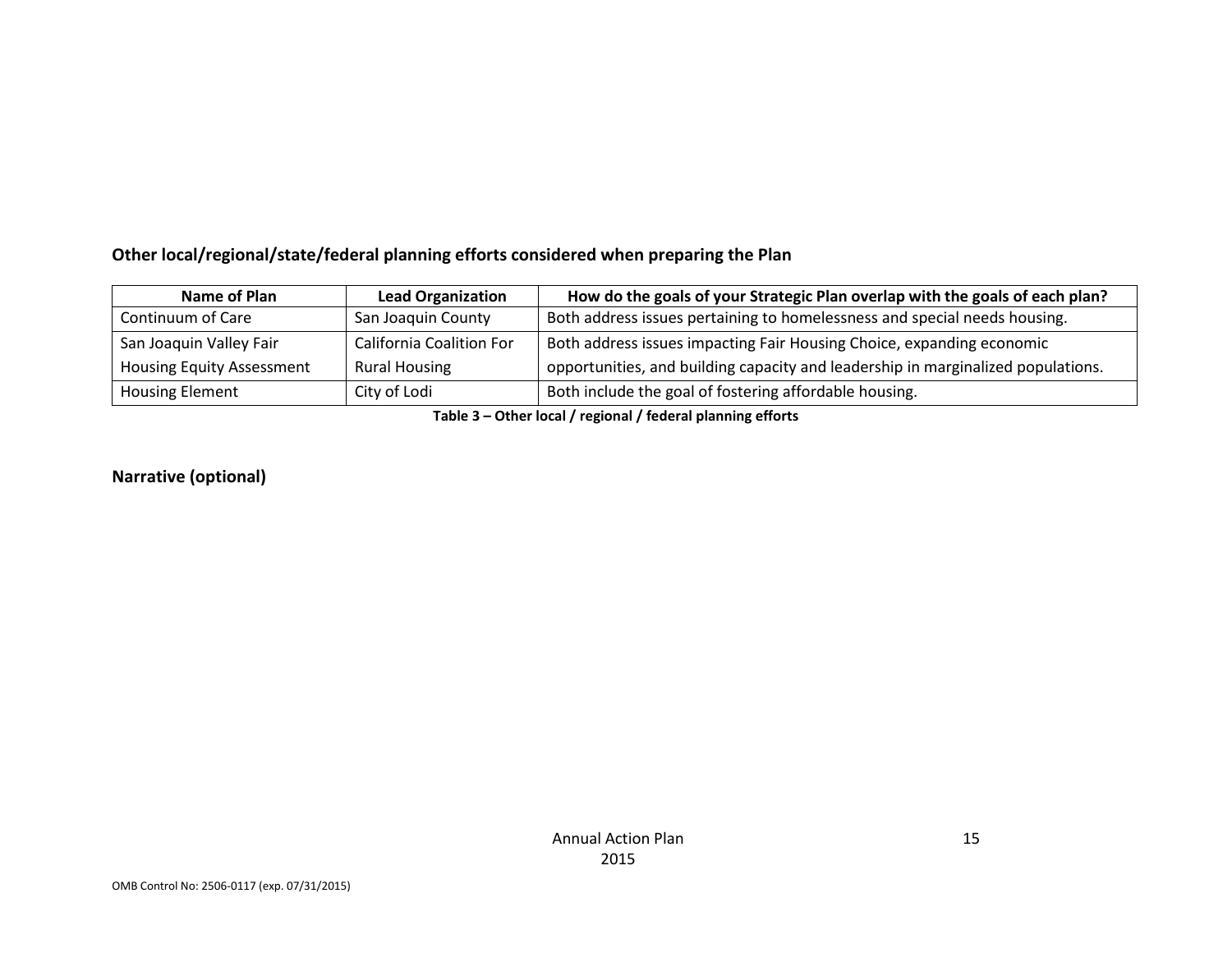### Other local/regional/state/federal planning efforts considered when preparing the Plan

| Name of Plan | Lead Organization | How do the goals of your Strategic Plan overlap with the goals of each plan? |
|---|---|---|
| Continuum of Care | San Joaquin County | Both address issues pertaining to homelessness and special needs housing. |
| San Joaquin Valley Fair Housing Equity Assessment | California Coalition For Rural Housing | Both address issues impacting Fair Housing Choice, expanding economic opportunities, and building capacity and leadership in marginalized populations. |
| Housing Element | City of Lodi | Both include the goal of fostering affordable housing. |

**Table 3 – Other local / regional / federal planning efforts**

### Narrative (optional)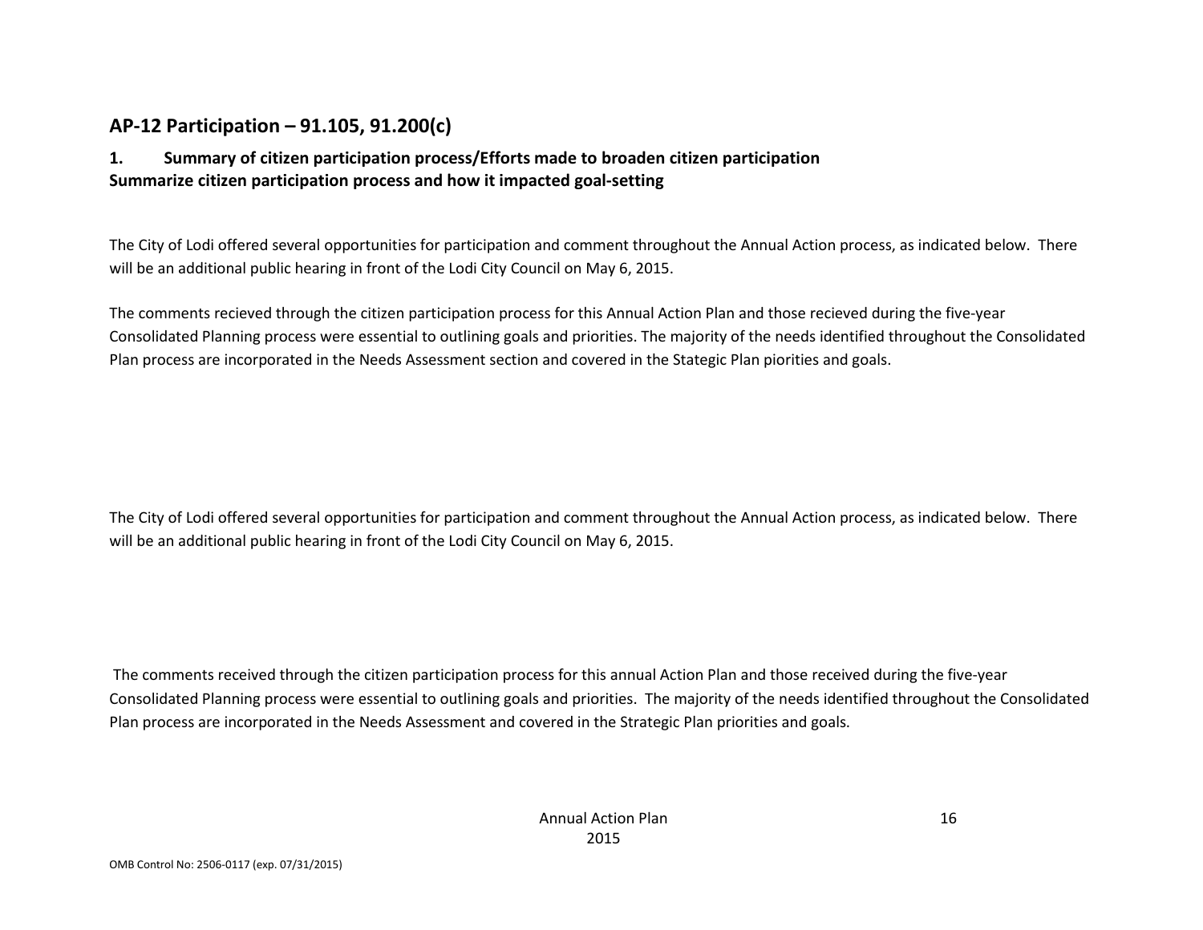## AP-12 Participation – 91.105, 91.200(c)

### 1. Summary of citizen participation process/Efforts made to broaden citizen participation

**Summarize citizen participation process and how it impacted goal-setting**

The City of Lodi offered several opportunities for participation and comment throughout the Annual Action process, as indicated below. There will be an additional public hearing in front of the Lodi City Council on May 6, 2015.

The comments recieved through the citizen participation process for this Annual Action Plan and those recieved during the five-year Consolidated Planning process were essential to outlining goals and priorities. The majority of the needs identified throughout the Consolidated Plan process are incorporated in the Needs Assessment section and covered in the Stategic Plan piorities and goals.

The City of Lodi offered several opportunities for participation and comment throughout the Annual Action process, as indicated below. There will be an additional public hearing in front of the Lodi City Council on May 6, 2015.

The comments received through the citizen participation process for this annual Action Plan and those received during the five-year Consolidated Planning process were essential to outlining goals and priorities. The majority of the needs identified throughout the Consolidated Plan process are incorporated in the Needs Assessment and covered in the Strategic Plan priorities and goals.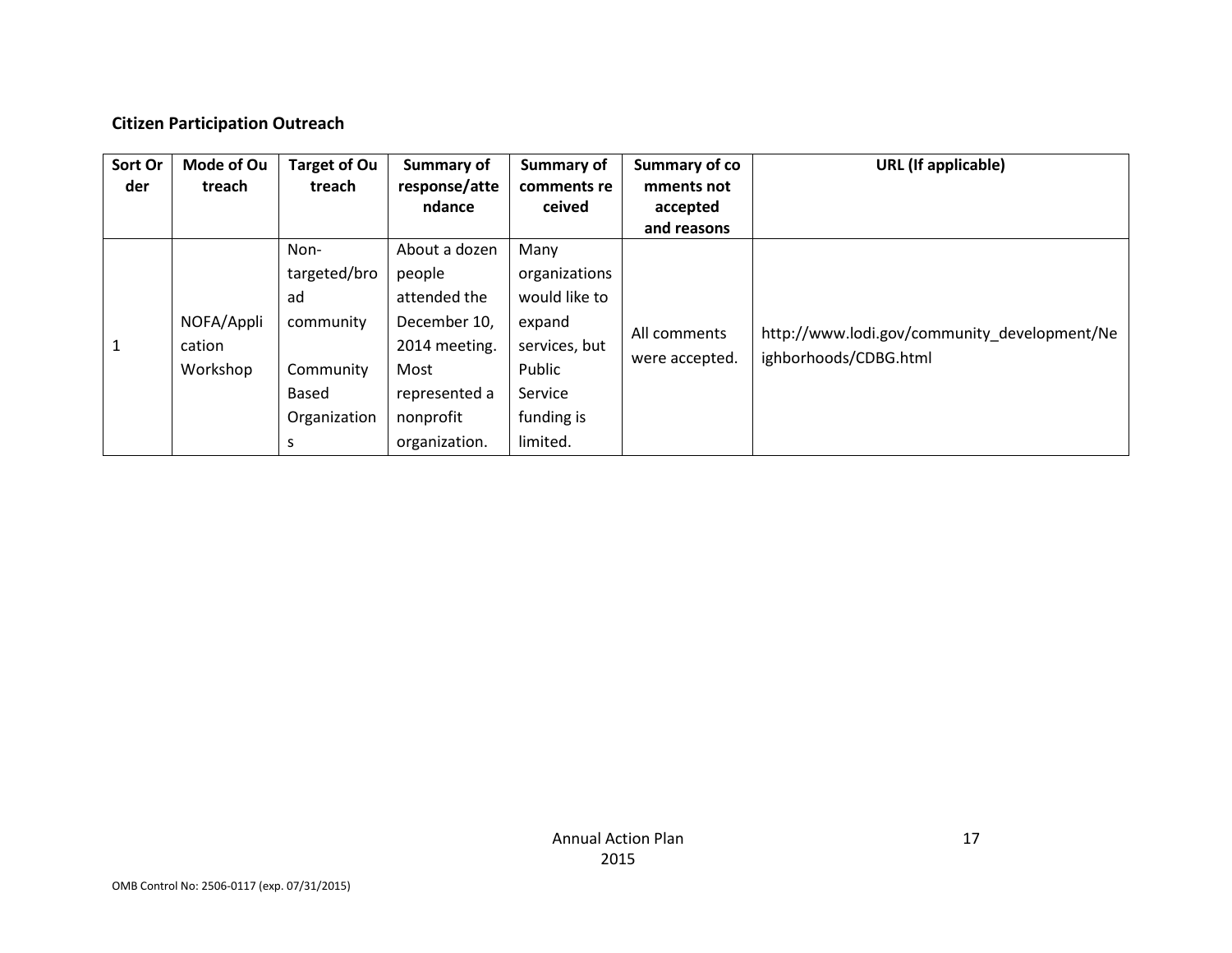**Citizen Participation Outreach**

| Sort Order | Mode of Outreach | Target of Outreach | Summary of response/attendance | Summary of comments received | Summary of comments not accepted and reasons | URL (If applicable) |
|---|---|---|---|---|---|---|
| 1 | NOFA/Application Workshop | Non-targeted/broad community<br><br>Community Based Organizations | About a dozen people attended the December 10, 2014 meeting. Most represented a nonprofit organization. | Many organizations would like to expand services, but Public Service funding is limited. | All comments were accepted. | http://www.lodi.gov/community_development/Neighborhoods/CDBG.html |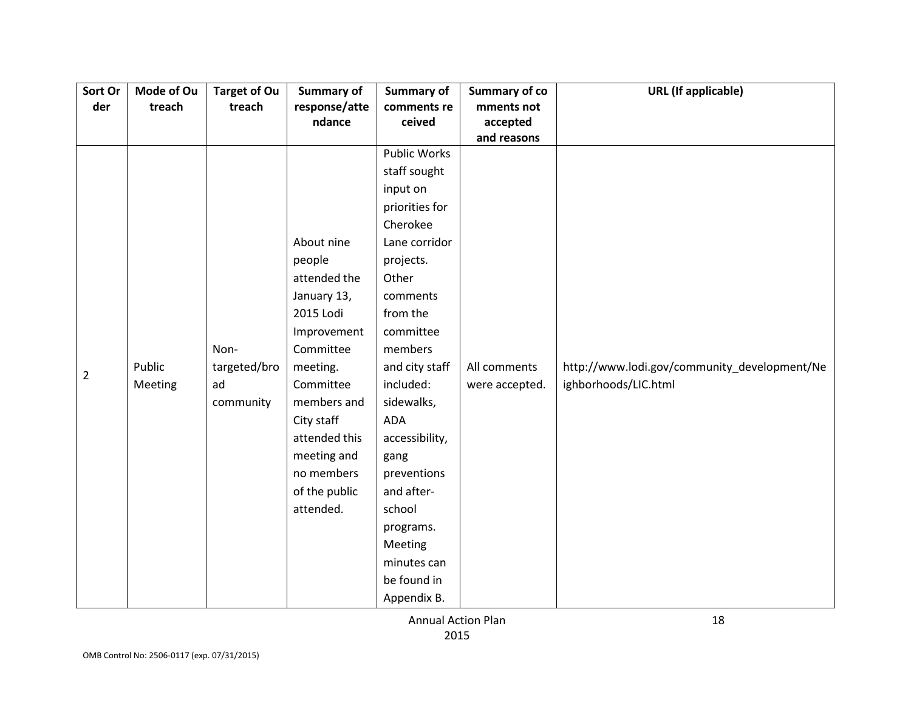| Sort Order | Mode of Outreach | Target of Outreach | Summary of response/attendance | Summary of comments received | Summary of comments not accepted and reasons | URL (If applicable) |
|---|---|---|---|---|---|---|
| 2 | Public Meeting | Non-targeted/broad community | About nine people attended the January 13, 2015 Lodi Improvement Committee meeting. Committee members and City staff attended this meeting and no members of the public attended. | Public Works staff sought input on priorities for Cherokee Lane corridor projects. Other comments from the committee members and city staff included: sidewalks, ADA accessibility, gang preventions and after-school programs. Meeting minutes can be found in Appendix B. | All comments were accepted. | http://www.lodi.gov/community_development/Neighborhoods/LIC.html |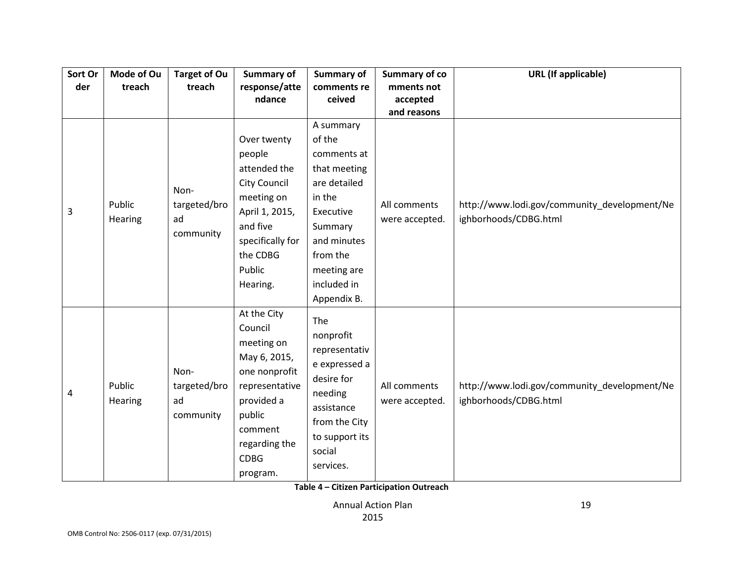| Sort Order | Mode of Outreach | Target of Outreach | Summary of response/attendance | Summary of comments received | Summary of comments not accepted and reasons | URL (If applicable) |
|---|---|---|---|---|---|---|
| 3 | Public Hearing | Non-targeted/broad community | Over twenty people attended the City Council meeting on April 1, 2015, and five specifically for the CDBG Public Hearing. | A summary of the comments at that meeting are detailed in the Executive Summary and minutes from the meeting are included in Appendix B. | All comments were accepted. | http://www.lodi.gov/community_development/Neighborhoods/CDBG.html |
| 4 | Public Hearing | Non-targeted/broad community | At the City Council meeting on May 6, 2015, one nonprofit representative provided a public comment regarding the CDBG program. | The nonprofit representative expressed a desire for needing assistance from the City to support its social services. | All comments were accepted. | http://www.lodi.gov/community_development/Neighborhoods/CDBG.html |

**Table 4 – Citizen Participation Outreach**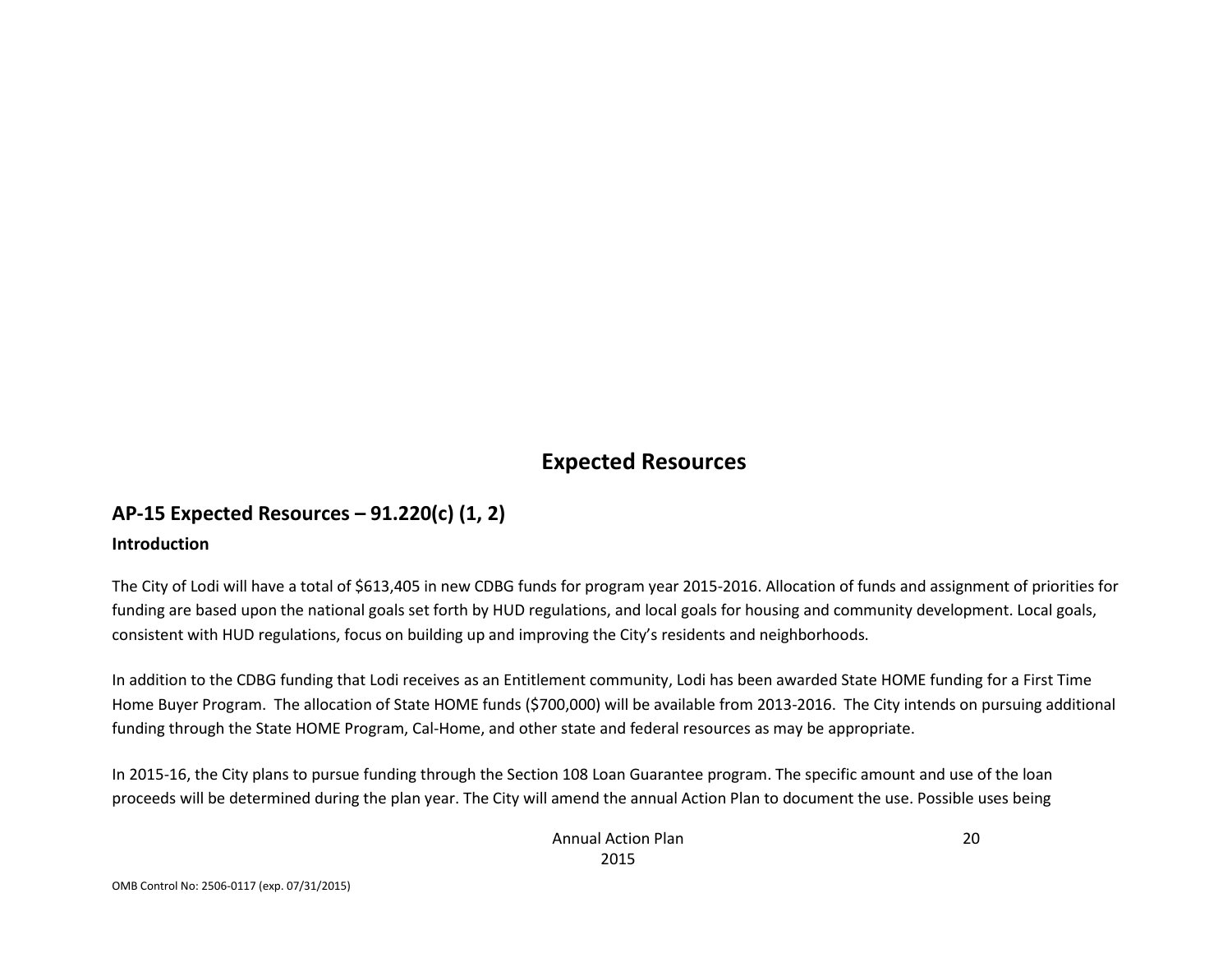# Expected Resources

## AP-15 Expected Resources – 91.220(c) (1, 2)

### Introduction

The City of Lodi will have a total of $613,405 in new CDBG funds for program year 2015-2016. Allocation of funds and assignment of priorities for funding are based upon the national goals set forth by HUD regulations, and local goals for housing and community development. Local goals, consistent with HUD regulations, focus on building up and improving the City's residents and neighborhoods.

In addition to the CDBG funding that Lodi receives as an Entitlement community, Lodi has been awarded State HOME funding for a First Time Home Buyer Program. The allocation of State HOME funds ($700,000) will be available from 2013-2016. The City intends on pursuing additional funding through the State HOME Program, Cal-Home, and other state and federal resources as may be appropriate.

In 2015-16, the City plans to pursue funding through the Section 108 Loan Guarantee program. The specific amount and use of the loan proceeds will be determined during the plan year. The City will amend the annual Action Plan to document the use. Possible uses being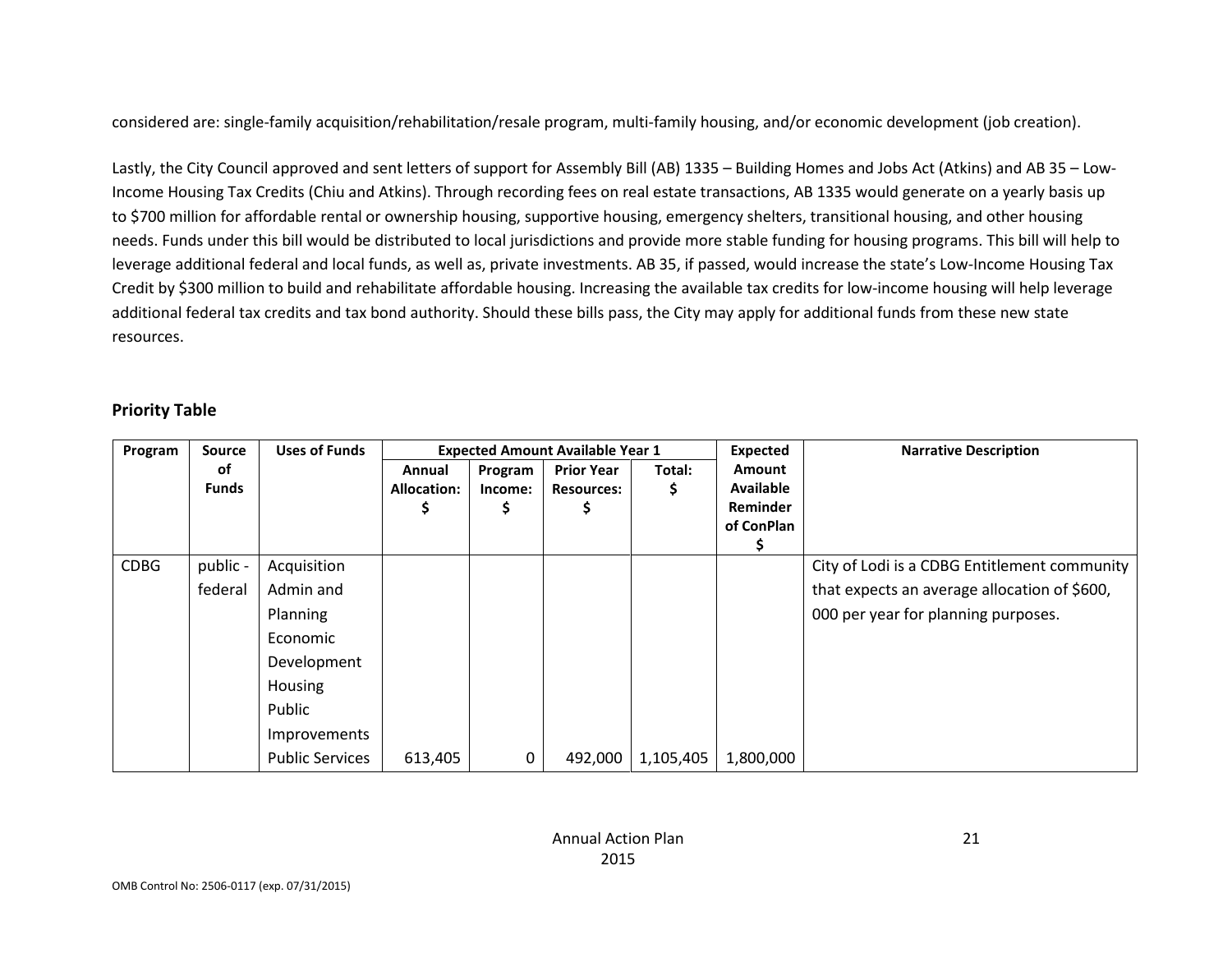considered are: single-family acquisition/rehabilitation/resale program, multi-family housing, and/or economic development (job creation).

Lastly, the City Council approved and sent letters of support for Assembly Bill (AB) 1335 – Building Homes and Jobs Act (Atkins) and AB 35 – Low-Income Housing Tax Credits (Chiu and Atkins). Through recording fees on real estate transactions, AB 1335 would generate on a yearly basis up to $700 million for affordable rental or ownership housing, supportive housing, emergency shelters, transitional housing, and other housing needs. Funds under this bill would be distributed to local jurisdictions and provide more stable funding for housing programs. This bill will help to leverage additional federal and local funds, as well as, private investments. AB 35, if passed, would increase the state's Low-Income Housing Tax Credit by $300 million to build and rehabilitate affordable housing. Increasing the available tax credits for low-income housing will help leverage additional federal tax credits and tax bond authority. Should these bills pass, the City may apply for additional funds from these new state resources.

## Priority Table

| Program | Source of Funds | Uses of Funds | Expected Amount Available Year 1 | | | | Expected Amount Available Reminder of ConPlan $ | Narrative Description |
|---|---|---|---|---|---|---|---|---|
| | | | Annual Allocation: $ | Program Income: $ | Prior Year Resources: $ | Total: $ | | |
| CDBG | public - federal | Acquisition<br>Admin and Planning<br>Economic Development<br>Housing<br>Public Improvements<br>Public Services | 613,405 | 0 | 492,000 | 1,105,405 | 1,800,000 | City of Lodi is a CDBG Entitlement community that expects an average allocation of $600, 000 per year for planning purposes. |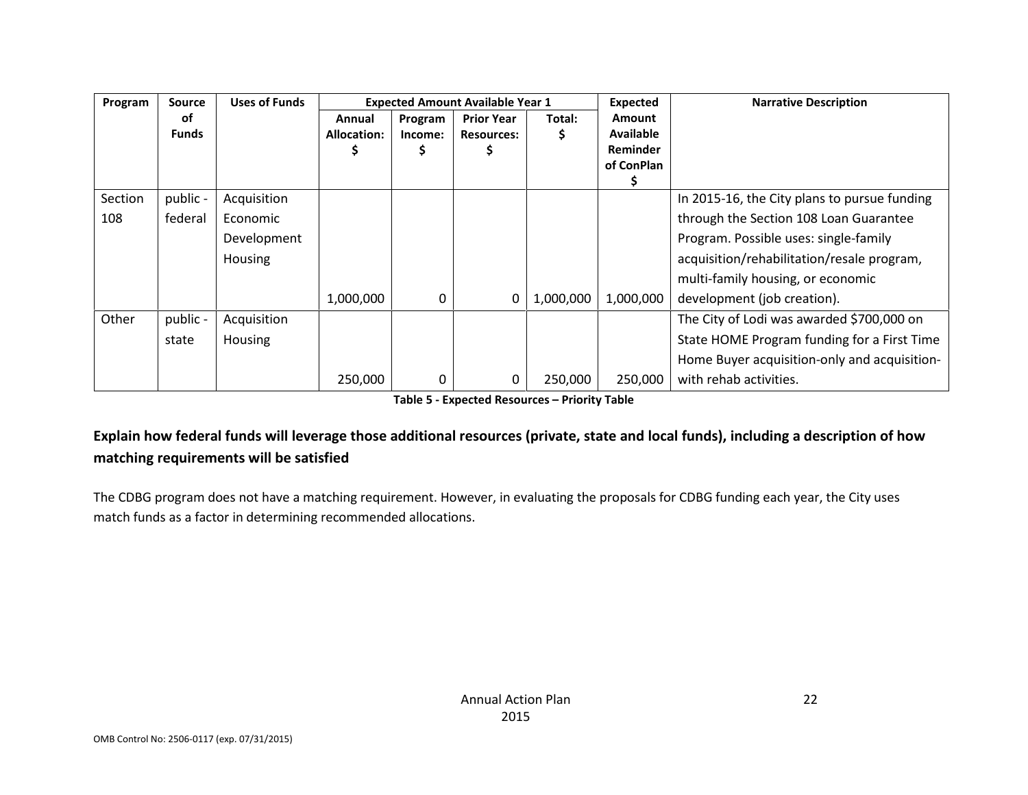| Program | Source of Funds | Uses of Funds | Expected Amount Available Year 1 | | | | Expected Amount Available Reminder of ConPlan $ | Narrative Description |
|---|---|---|---|---|---|---|---|---|
| | | | Annual Allocation: $ | Program Income: $ | Prior Year Resources: $ | Total: $ | | |
| Section 108 | public - federal | Acquisition Economic Development Housing | 1,000,000 | 0 | 0 | 1,000,000 | 1,000,000 | In 2015-16, the City plans to pursue funding through the Section 108 Loan Guarantee Program. Possible uses: single-family acquisition/rehabilitation/resale program, multi-family housing, or economic development (job creation). |
| Other | public - state | Acquisition Housing | 250,000 | 0 | 0 | 250,000 | 250,000 | The City of Lodi was awarded $700,000 on State HOME Program funding for a First Time Home Buyer acquisition-only and acquisition-with rehab activities. |

**Table 5 - Expected Resources – Priority Table**

### Explain how federal funds will leverage those additional resources (private, state and local funds), including a description of how matching requirements will be satisfied

The CDBG program does not have a matching requirement. However, in evaluating the proposals for CDBG funding each year, the City uses match funds as a factor in determining recommended allocations.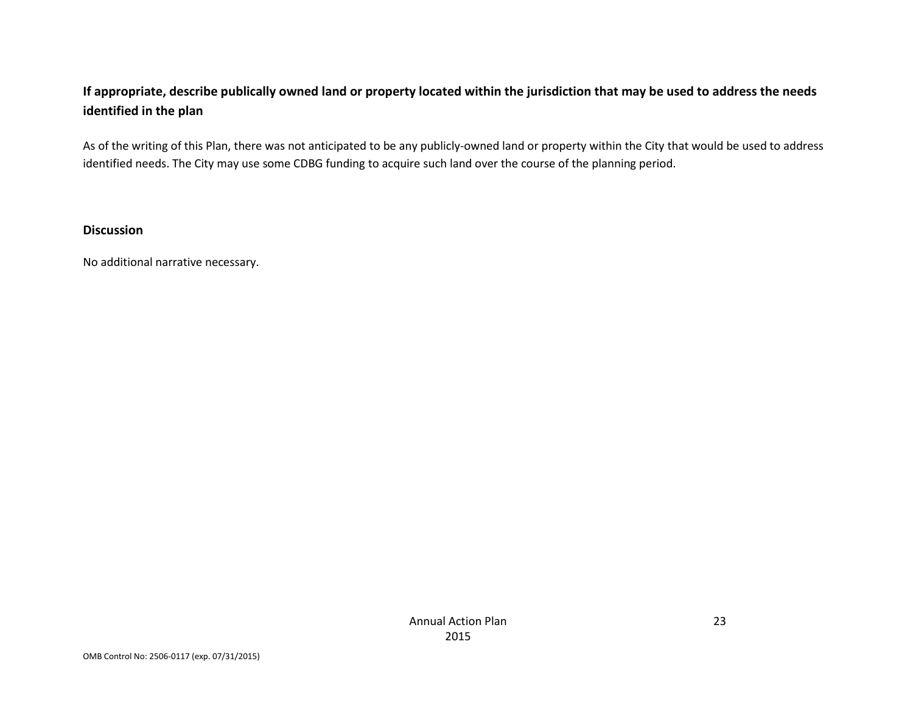**If appropriate, describe publically owned land or property located within the jurisdiction that may be used to address the needs identified in the plan**

As of the writing of this Plan, there was not anticipated to be any publicly-owned land or property within the City that would be used to address identified needs. The City may use some CDBG funding to acquire such land over the course of the planning period.

**Discussion**

No additional narrative necessary.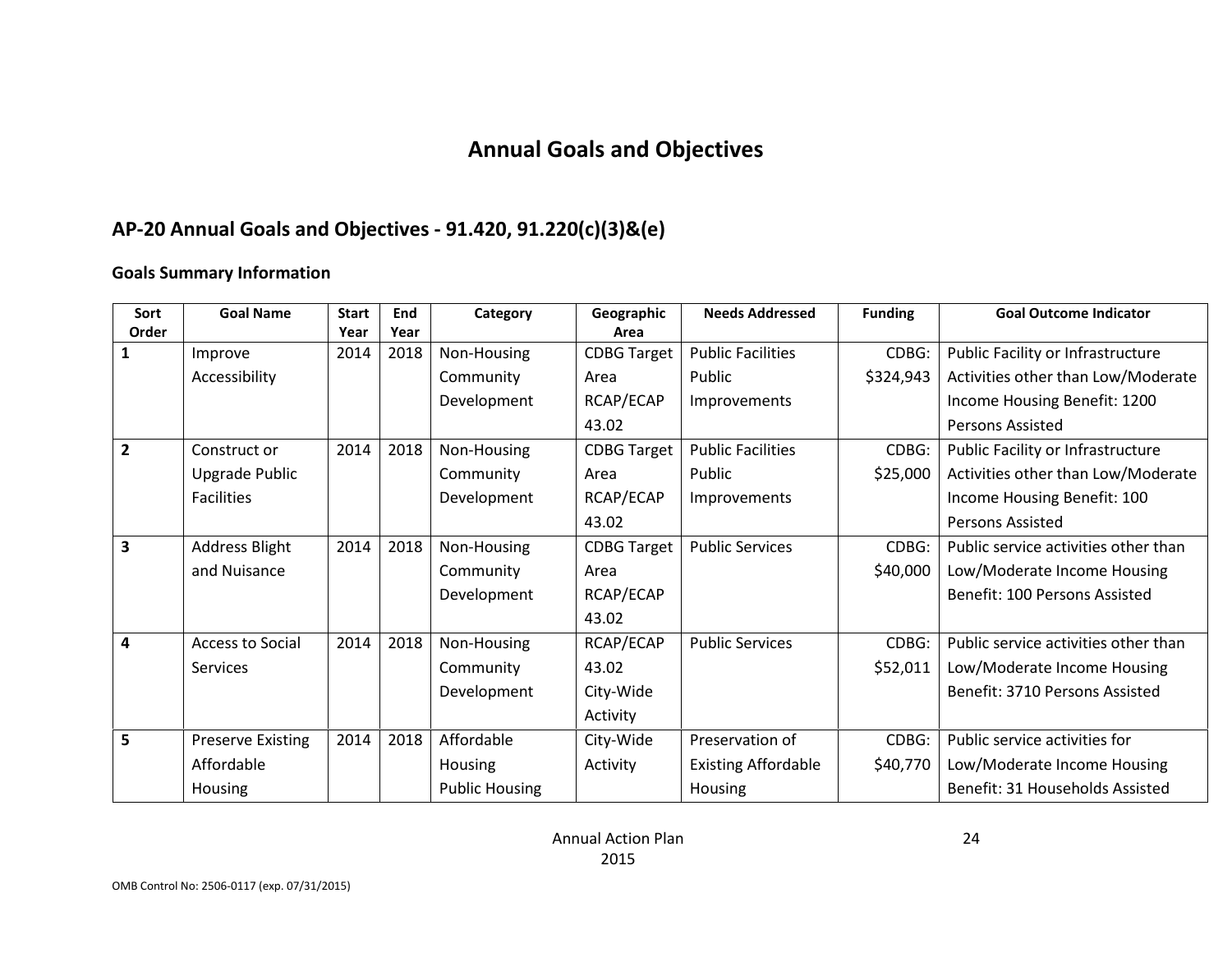# Annual Goals and Objectives

## AP-20 Annual Goals and Objectives - 91.420, 91.220(c)(3)&(e)

### Goals Summary Information

| Sort Order | Goal Name | Start Year | End Year | Category | Geographic Area | Needs Addressed | Funding | Goal Outcome Indicator |
|---|---|---|---|---|---|---|---|---|
| 1 | Improve Accessibility | 2014 | 2018 | Non-Housing Community Development | CDBG Target Area RCAP/ECAP 43.02 | Public Facilities Public Improvements | CDBG: $324,943 | Public Facility or Infrastructure Activities other than Low/Moderate Income Housing Benefit: 1200 Persons Assisted |
| 2 | Construct or Upgrade Public Facilities | 2014 | 2018 | Non-Housing Community Development | CDBG Target Area RCAP/ECAP 43.02 | Public Facilities Public Improvements | CDBG: $25,000 | Public Facility or Infrastructure Activities other than Low/Moderate Income Housing Benefit: 100 Persons Assisted |
| 3 | Address Blight and Nuisance | 2014 | 2018 | Non-Housing Community Development | CDBG Target Area RCAP/ECAP 43.02 | Public Services | CDBG: $40,000 | Public service activities other than Low/Moderate Income Housing Benefit: 100 Persons Assisted |
| 4 | Access to Social Services | 2014 | 2018 | Non-Housing Community Development | RCAP/ECAP 43.02 City-Wide Activity | Public Services | CDBG: $52,011 | Public service activities other than Low/Moderate Income Housing Benefit: 3710 Persons Assisted |
| 5 | Preserve Existing Affordable Housing | 2014 | 2018 | Affordable Housing Public Housing | City-Wide Activity | Preservation of Existing Affordable Housing | CDBG: $40,770 | Public service activities for Low/Moderate Income Housing Benefit: 31 Households Assisted |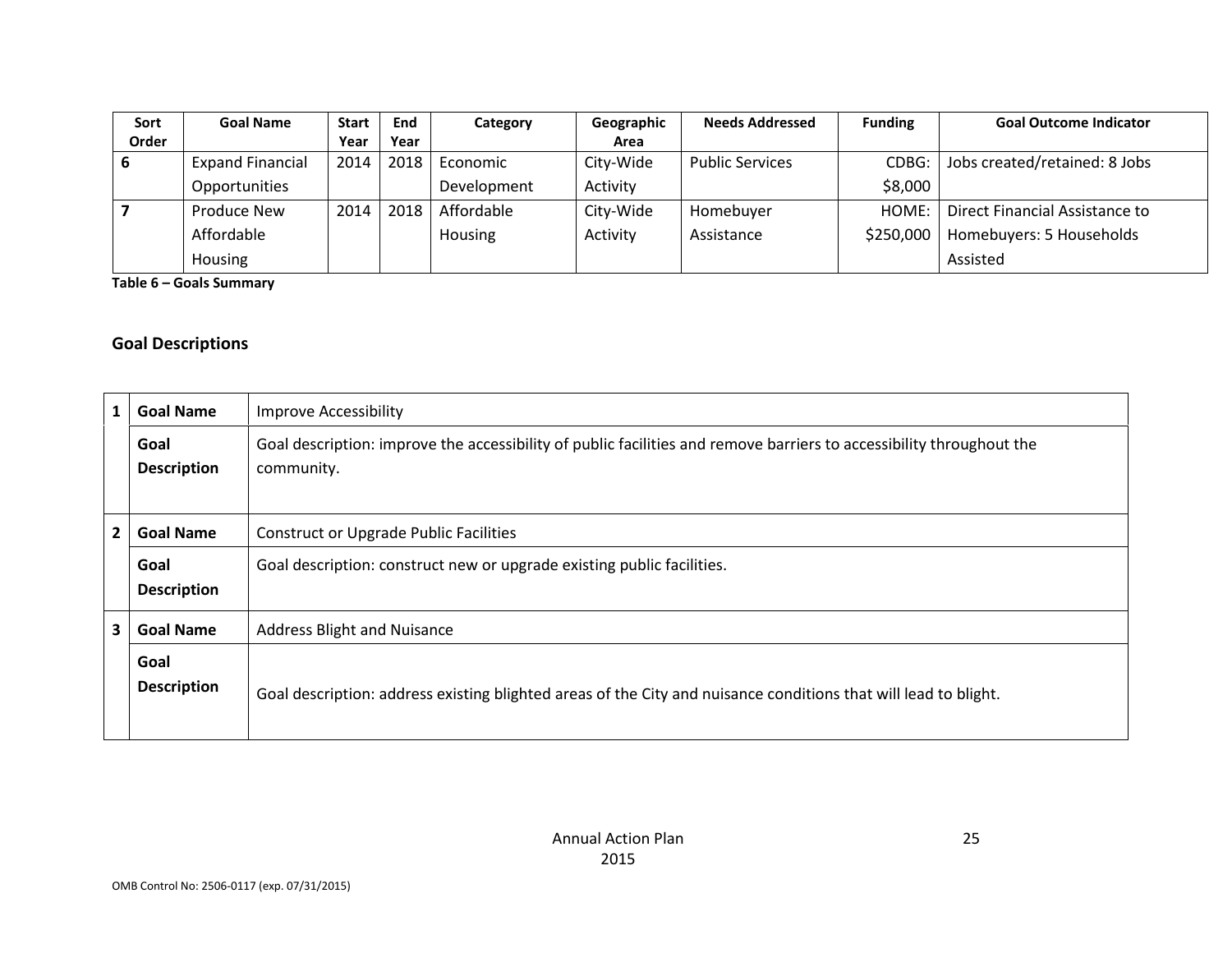| Sort Order | Goal Name | Start Year | End Year | Category | Geographic Area | Needs Addressed | Funding | Goal Outcome Indicator |
|---|---|---|---|---|---|---|---|---|
| 6 | Expand Financial Opportunities | 2014 | 2018 | Economic Development | City-Wide Activity | Public Services | CDBG: $8,000 | Jobs created/retained: 8 Jobs |
| 7 | Produce New Affordable Housing | 2014 | 2018 | Affordable Housing | City-Wide Activity | Homebuyer Assistance | HOME: $250,000 | Direct Financial Assistance to Homebuyers: 5 Households Assisted |

**Table 6 – Goals Summary**

## Goal Descriptions

| | | |
|---|---|---|
| 1 | **Goal Name** | Improve Accessibility |
| | **Goal Description** | Goal description: improve the accessibility of public facilities and remove barriers to accessibility throughout the community. |
| 2 | **Goal Name** | Construct or Upgrade Public Facilities |
| | **Goal Description** | Goal description: construct new or upgrade existing public facilities. |
| 3 | **Goal Name** | Address Blight and Nuisance |
| | **Goal Description** | Goal description: address existing blighted areas of the City and nuisance conditions that will lead to blight. |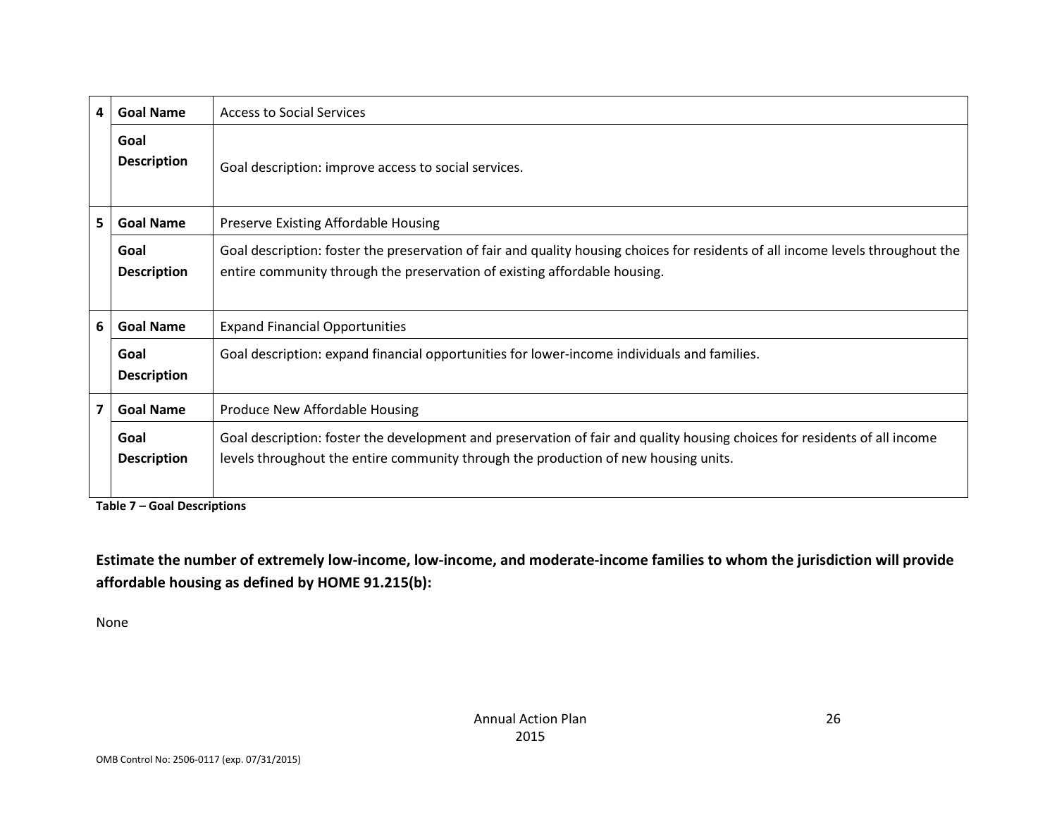| | | |
|---|---|---|
| 4 | **Goal Name** | Access to Social Services |
| | **Goal Description** | Goal description: improve access to social services. |
| 5 | **Goal Name** | Preserve Existing Affordable Housing |
| | **Goal Description** | Goal description: foster the preservation of fair and quality housing choices for residents of all income levels throughout the entire community through the preservation of existing affordable housing. |
| 6 | **Goal Name** | Expand Financial Opportunities |
| | **Goal Description** | Goal description: expand financial opportunities for lower-income individuals and families. |
| 7 | **Goal Name** | Produce New Affordable Housing |
| | **Goal Description** | Goal description: foster the development and preservation of fair and quality housing choices for residents of all income levels throughout the entire community through the production of new housing units. |

**Table 7 – Goal Descriptions**

**Estimate the number of extremely low-income, low-income, and moderate-income families to whom the jurisdiction will provide affordable housing as defined by HOME 91.215(b):**

None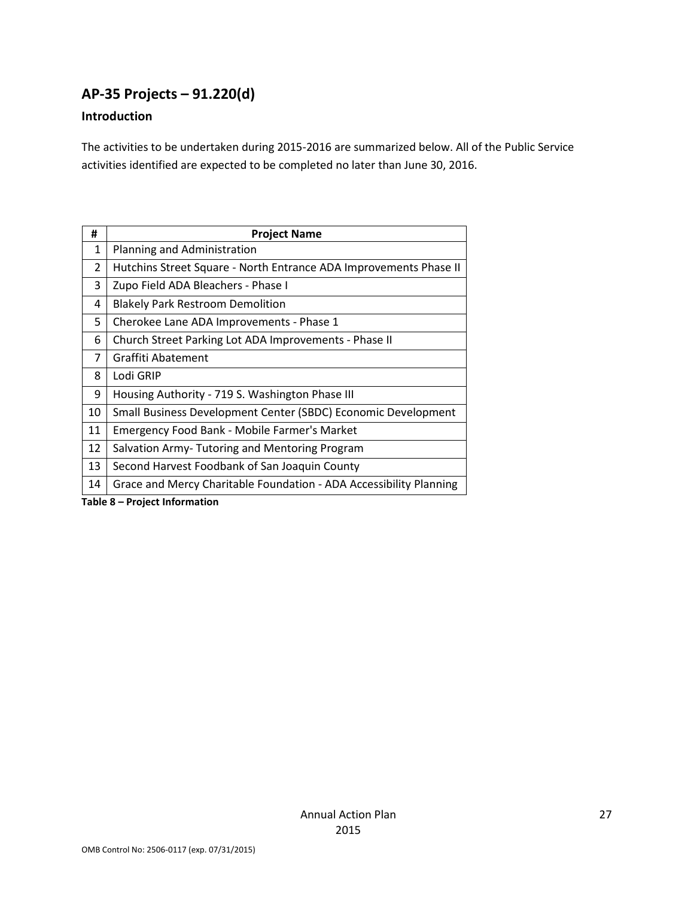## AP-35 Projects – 91.220(d)

### Introduction

The activities to be undertaken during 2015-2016 are summarized below. All of the Public Service activities identified are expected to be completed no later than June 30, 2016.

| # | Project Name |
|---|---|
| 1 | Planning and Administration |
| 2 | Hutchins Street Square - North Entrance ADA Improvements Phase II |
| 3 | Zupo Field ADA Bleachers - Phase I |
| 4 | Blakely Park Restroom Demolition |
| 5 | Cherokee Lane ADA Improvements - Phase 1 |
| 6 | Church Street Parking Lot ADA Improvements - Phase II |
| 7 | Graffiti Abatement |
| 8 | Lodi GRIP |
| 9 | Housing Authority - 719 S. Washington Phase III |
| 10 | Small Business Development Center (SBDC) Economic Development |
| 11 | Emergency Food Bank - Mobile Farmer's Market |
| 12 | Salvation Army- Tutoring and Mentoring Program |
| 13 | Second Harvest Foodbank of San Joaquin County |
| 14 | Grace and Mercy Charitable Foundation - ADA Accessibility Planning |

**Table 8 – Project Information**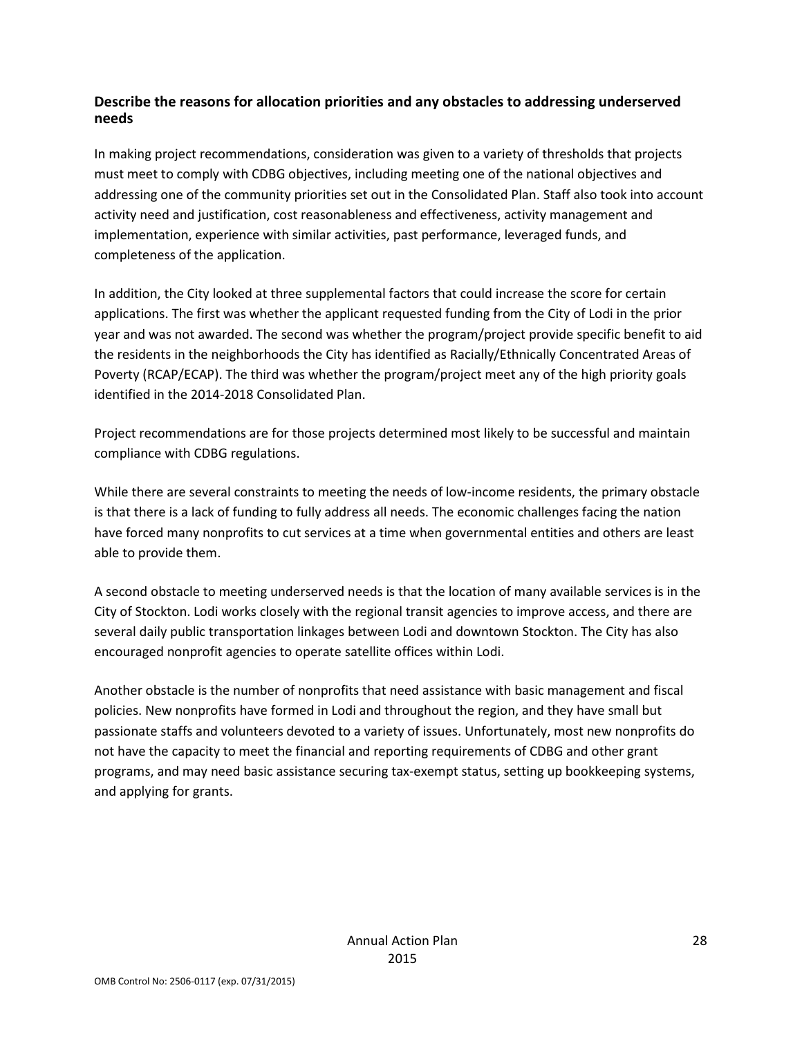### Describe the reasons for allocation priorities and any obstacles to addressing underserved needs

In making project recommendations, consideration was given to a variety of thresholds that projects must meet to comply with CDBG objectives, including meeting one of the national objectives and addressing one of the community priorities set out in the Consolidated Plan. Staff also took into account activity need and justification, cost reasonableness and effectiveness, activity management and implementation, experience with similar activities, past performance, leveraged funds, and completeness of the application.

In addition, the City looked at three supplemental factors that could increase the score for certain applications. The first was whether the applicant requested funding from the City of Lodi in the prior year and was not awarded. The second was whether the program/project provide specific benefit to aid the residents in the neighborhoods the City has identified as Racially/Ethnically Concentrated Areas of Poverty (RCAP/ECAP). The third was whether the program/project meet any of the high priority goals identified in the 2014-2018 Consolidated Plan.

Project recommendations are for those projects determined most likely to be successful and maintain compliance with CDBG regulations.

While there are several constraints to meeting the needs of low-income residents, the primary obstacle is that there is a lack of funding to fully address all needs. The economic challenges facing the nation have forced many nonprofits to cut services at a time when governmental entities and others are least able to provide them.

A second obstacle to meeting underserved needs is that the location of many available services is in the City of Stockton. Lodi works closely with the regional transit agencies to improve access, and there are several daily public transportation linkages between Lodi and downtown Stockton. The City has also encouraged nonprofit agencies to operate satellite offices within Lodi.

Another obstacle is the number of nonprofits that need assistance with basic management and fiscal policies. New nonprofits have formed in Lodi and throughout the region, and they have small but passionate staffs and volunteers devoted to a variety of issues. Unfortunately, most new nonprofits do not have the capacity to meet the financial and reporting requirements of CDBG and other grant programs, and may need basic assistance securing tax-exempt status, setting up bookkeeping systems, and applying for grants.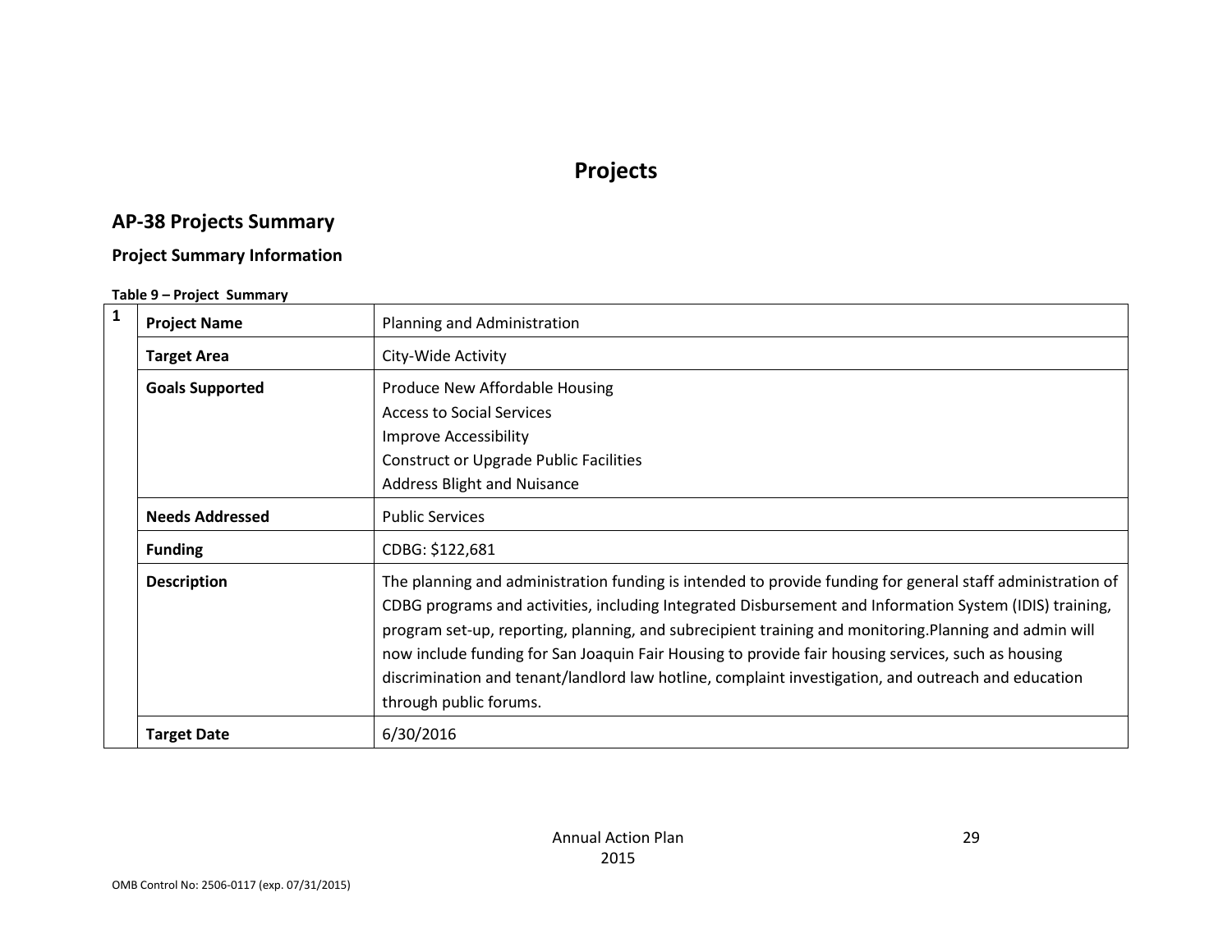// Projects

## AP-38 Projects Summary

### Project Summary Information

**Table 9 – Project Summary**

| | | |
|---|---|---|
| 1 | **Project Name** | Planning and Administration |
| | **Target Area** | City-Wide Activity |
| | **Goals Supported** | Produce New Affordable Housing<br>Access to Social Services<br>Improve Accessibility<br>Construct or Upgrade Public Facilities<br>Address Blight and Nuisance |
| | **Needs Addressed** | Public Services |
| | **Funding** | CDBG: $122,681 |
| | **Description** | The planning and administration funding is intended to provide funding for general staff administration of CDBG programs and activities, including Integrated Disbursement and Information System (IDIS) training, program set-up, reporting, planning, and subrecipient training and monitoring.Planning and admin will now include funding for San Joaquin Fair Housing to provide fair housing services, such as housing discrimination and tenant/landlord law hotline, complaint investigation, and outreach and education through public forums. |
| | **Target Date** | 6/30/2016 |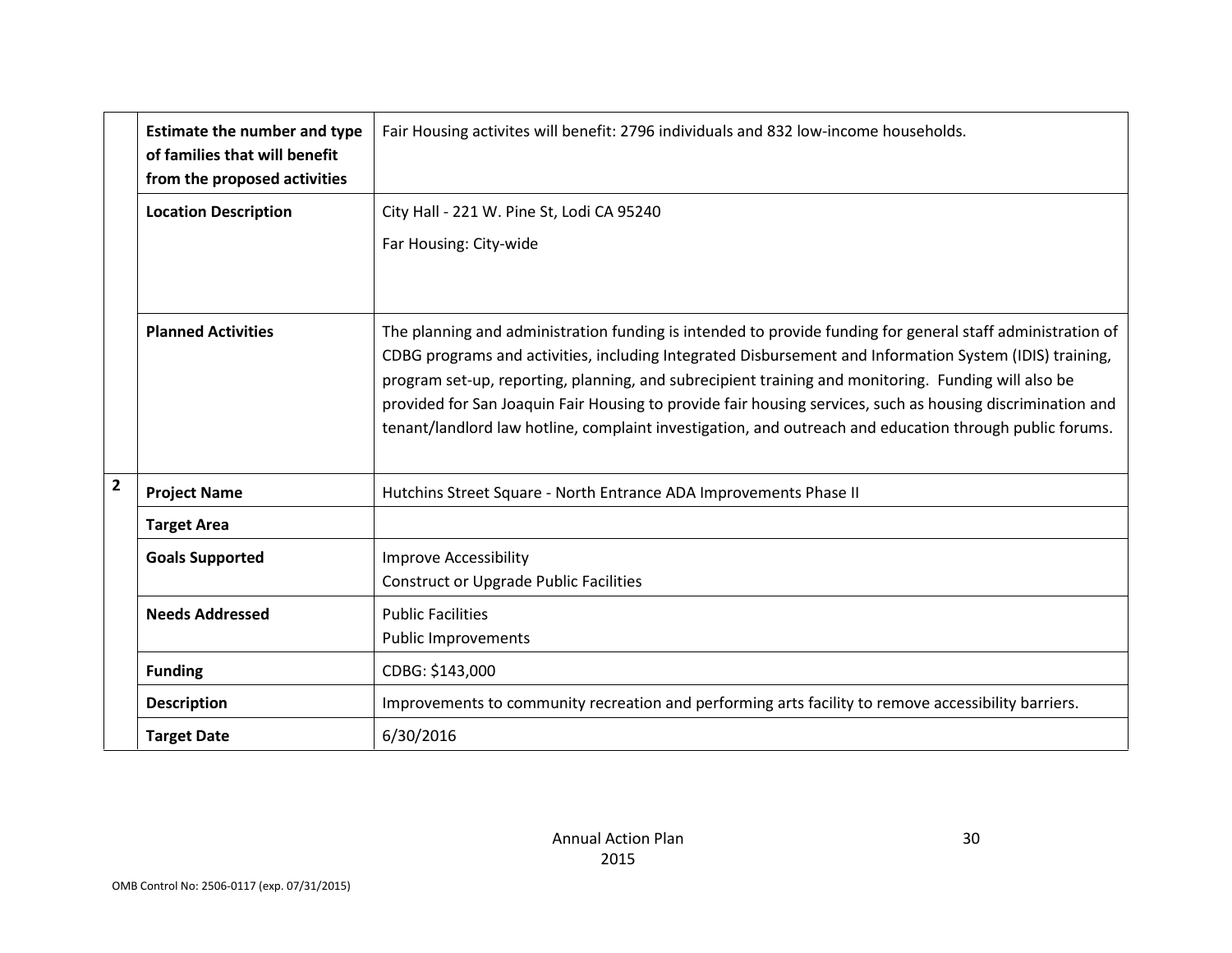| | | |
|---|---|---|
| | **Estimate the number and type of families that will benefit from the proposed activities** | Fair Housing activites will benefit: 2796 individuals and 832 low-income households. |
| | **Location Description** | City Hall - 221 W. Pine St, Lodi CA 95240<br><br>Far Housing: City-wide |
| | **Planned Activities** | The planning and administration funding is intended to provide funding for general staff administration of CDBG programs and activities, including Integrated Disbursement and Information System (IDIS) training, program set-up, reporting, planning, and subrecipient training and monitoring. Funding will also be provided for San Joaquin Fair Housing to provide fair housing services, such as housing discrimination and tenant/landlord law hotline, complaint investigation, and outreach and education through public forums. |
| **2** | **Project Name** | Hutchins Street Square - North Entrance ADA Improvements Phase II |
| | **Target Area** | |
| | **Goals Supported** | Improve Accessibility<br>Construct or Upgrade Public Facilities |
| | **Needs Addressed** | Public Facilities<br>Public Improvements |
| | **Funding** | CDBG: $143,000 |
| | **Description** | Improvements to community recreation and performing arts facility to remove accessibility barriers. |
| | **Target Date** | 6/30/2016 |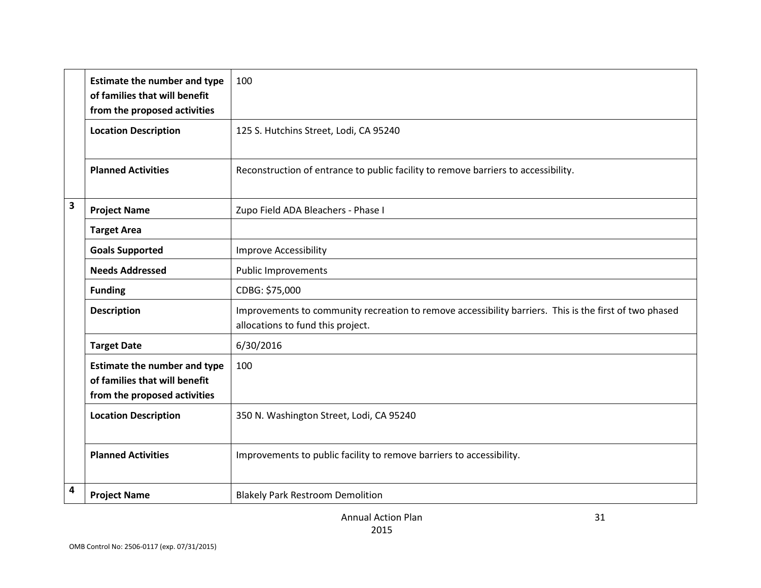| | | |
|---|---|---|
| | **Estimate the number and type of families that will benefit from the proposed activities** | 100 |
| | **Location Description** | 125 S. Hutchins Street, Lodi, CA 95240 |
| | **Planned Activities** | Reconstruction of entrance to public facility to remove barriers to accessibility. |
| **3** | **Project Name** | Zupo Field ADA Bleachers - Phase I |
| | **Target Area** | |
| | **Goals Supported** | Improve Accessibility |
| | **Needs Addressed** | Public Improvements |
| | **Funding** | CDBG: $75,000 |
| | **Description** | Improvements to community recreation to remove accessibility barriers. This is the first of two phased allocations to fund this project. |
| | **Target Date** | 6/30/2016 |
| | **Estimate the number and type of families that will benefit from the proposed activities** | 100 |
| | **Location Description** | 350 N. Washington Street, Lodi, CA 95240 |
| | **Planned Activities** | Improvements to public facility to remove barriers to accessibility. |
| **4** | **Project Name** | Blakely Park Restroom Demolition |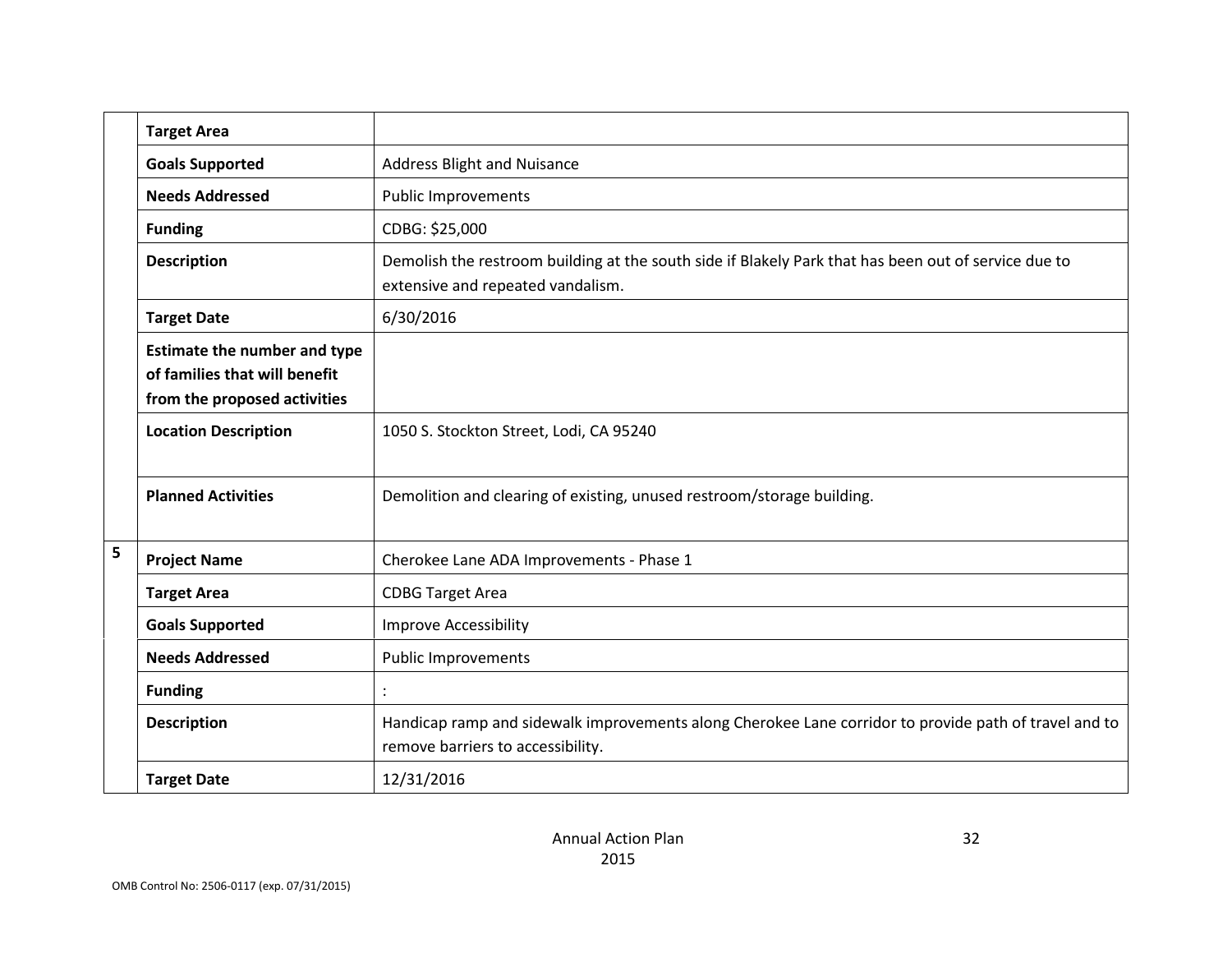| | | |
|---|---|---|
| | **Target Area** | |
| | **Goals Supported** | Address Blight and Nuisance |
| | **Needs Addressed** | Public Improvements |
| | **Funding** | CDBG: $25,000 |
| | **Description** | Demolish the restroom building at the south side if Blakely Park that has been out of service due to extensive and repeated vandalism. |
| | **Target Date** | 6/30/2016 |
| | **Estimate the number and type of families that will benefit from the proposed activities** | |
| | **Location Description** | 1050 S. Stockton Street, Lodi, CA 95240 |
| | **Planned Activities** | Demolition and clearing of existing, unused restroom/storage building. |
| **5** | **Project Name** | Cherokee Lane ADA Improvements - Phase 1 |
| | **Target Area** | CDBG Target Area |
| | **Goals Supported** | Improve Accessibility |
| | **Needs Addressed** | Public Improvements |
| | **Funding** | : |
| | **Description** | Handicap ramp and sidewalk improvements along Cherokee Lane corridor to provide path of travel and to remove barriers to accessibility. |
| | **Target Date** | 12/31/2016 |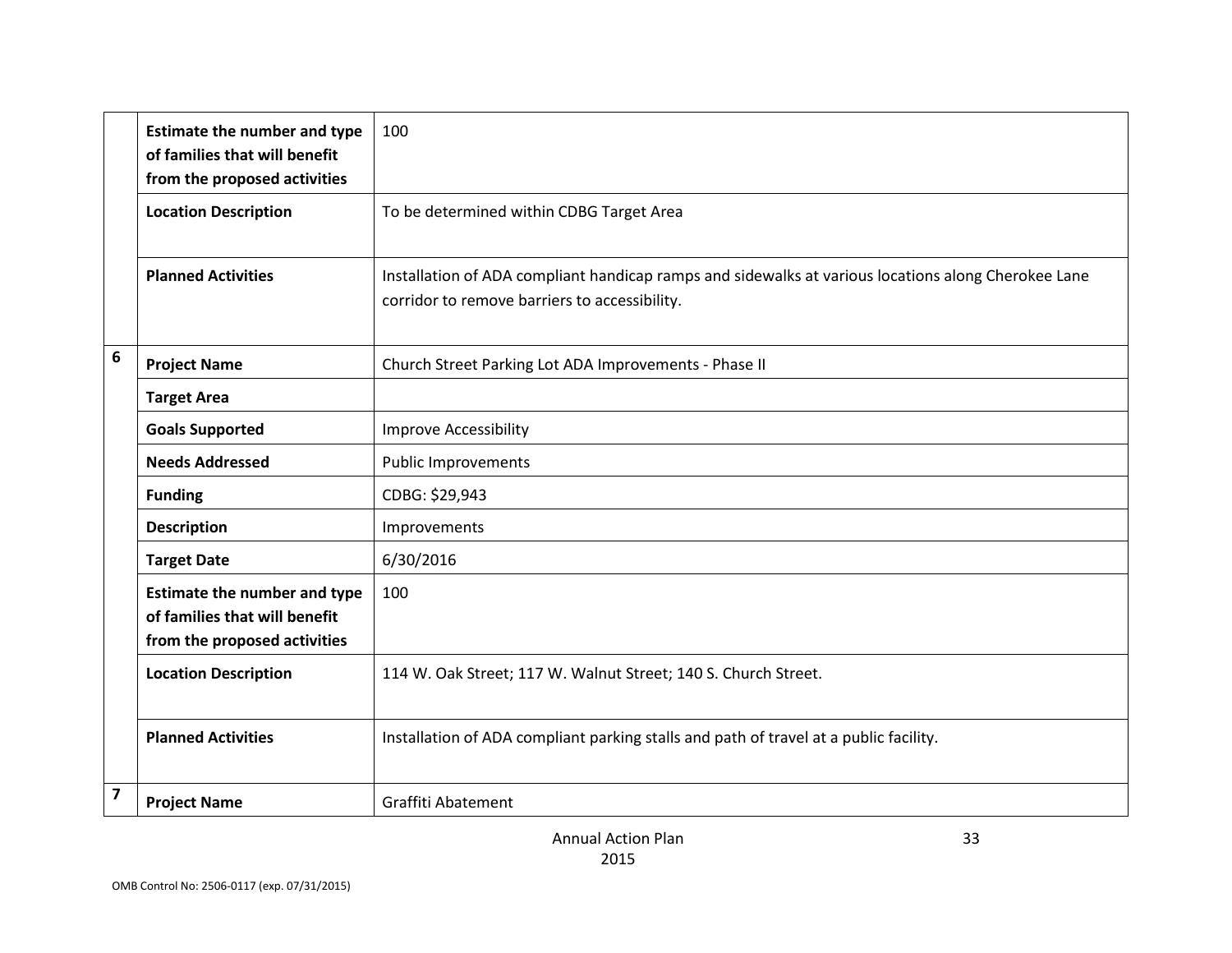| | | |
|---|---|---|
| | **Estimate the number and type of families that will benefit from the proposed activities** | 100 |
| | **Location Description** | To be determined within CDBG Target Area |
| | **Planned Activities** | Installation of ADA compliant handicap ramps and sidewalks at various locations along Cherokee Lane corridor to remove barriers to accessibility. |
| **6** | **Project Name** | Church Street Parking Lot ADA Improvements - Phase II |
| | **Target Area** | |
| | **Goals Supported** | Improve Accessibility |
| | **Needs Addressed** | Public Improvements |
| | **Funding** | CDBG: $29,943 |
| | **Description** | Improvements |
| | **Target Date** | 6/30/2016 |
| | **Estimate the number and type of families that will benefit from the proposed activities** | 100 |
| | **Location Description** | 114 W. Oak Street; 117 W. Walnut Street; 140 S. Church Street. |
| | **Planned Activities** | Installation of ADA compliant parking stalls and path of travel at a public facility. |
| **7** | **Project Name** | Graffiti Abatement |

Annual Action Plan
2015

OMB Control No: 2506-0117 (exp. 07/31/2015)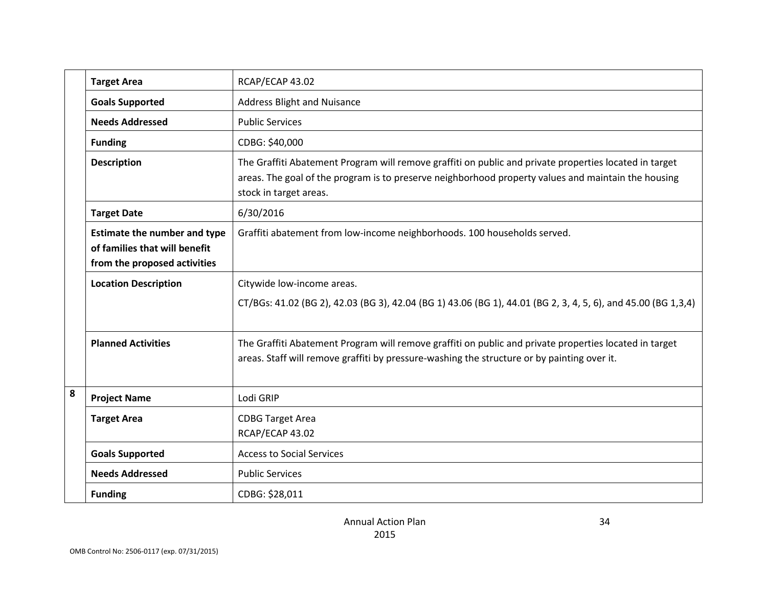| | | |
|---|---|---|
| | **Target Area** | RCAP/ECAP 43.02 |
| | **Goals Supported** | Address Blight and Nuisance |
| | **Needs Addressed** | Public Services |
| | **Funding** | CDBG: $40,000 |
| | **Description** | The Graffiti Abatement Program will remove graffiti on public and private properties located in target areas. The goal of the program is to preserve neighborhood property values and maintain the housing stock in target areas. |
| | **Target Date** | 6/30/2016 |
| | **Estimate the number and type of families that will benefit from the proposed activities** | Graffiti abatement from low-income neighborhoods. 100 households served. |
| | **Location Description** | Citywide low-income areas.<br><br>CT/BGs: 41.02 (BG 2), 42.03 (BG 3), 42.04 (BG 1) 43.06 (BG 1), 44.01 (BG 2, 3, 4, 5, 6), and 45.00 (BG 1,3,4) |
| | **Planned Activities** | The Graffiti Abatement Program will remove graffiti on public and private properties located in target areas. Staff will remove graffiti by pressure-washing the structure or by painting over it. |
| **8** | **Project Name** | Lodi GRIP |
| | **Target Area** | CDBG Target Area<br>RCAP/ECAP 43.02 |
| | **Goals Supported** | Access to Social Services |
| | **Needs Addressed** | Public Services |
| | **Funding** | CDBG: $28,011 |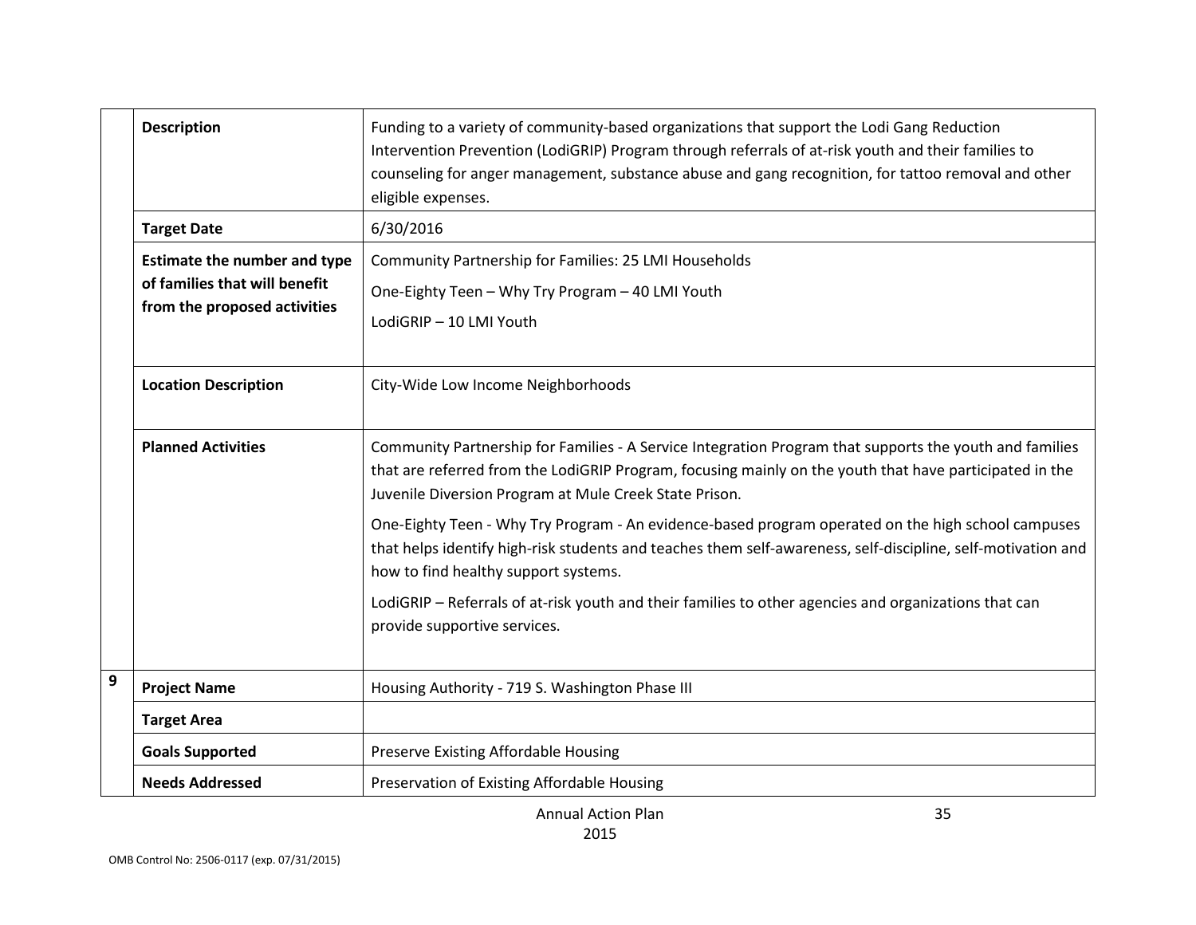| | | |
|---|---|---|
| | **Description** | Funding to a variety of community-based organizations that support the Lodi Gang Reduction Intervention Prevention (LodiGRIP) Program through referrals of at-risk youth and their families to counseling for anger management, substance abuse and gang recognition, for tattoo removal and other eligible expenses. |
| | **Target Date** | 6/30/2016 |
| | **Estimate the number and type of families that will benefit from the proposed activities** | Community Partnership for Families: 25 LMI Households<br>One-Eighty Teen – Why Try Program – 40 LMI Youth<br>LodiGRIP – 10 LMI Youth |
| | **Location Description** | City-Wide Low Income Neighborhoods |
| | **Planned Activities** | Community Partnership for Families - A Service Integration Program that supports the youth and families that are referred from the LodiGRIP Program, focusing mainly on the youth that have participated in the Juvenile Diversion Program at Mule Creek State Prison.<br>One-Eighty Teen - Why Try Program - An evidence-based program operated on the high school campuses that helps identify high-risk students and teaches them self-awareness, self-discipline, self-motivation and how to find healthy support systems.<br>LodiGRIP – Referrals of at-risk youth and their families to other agencies and organizations that can provide supportive services. |
| **9** | **Project Name** | Housing Authority - 719 S. Washington Phase III |
| | **Target Area** | |
| | **Goals Supported** | Preserve Existing Affordable Housing |
| | **Needs Addressed** | Preservation of Existing Affordable Housing |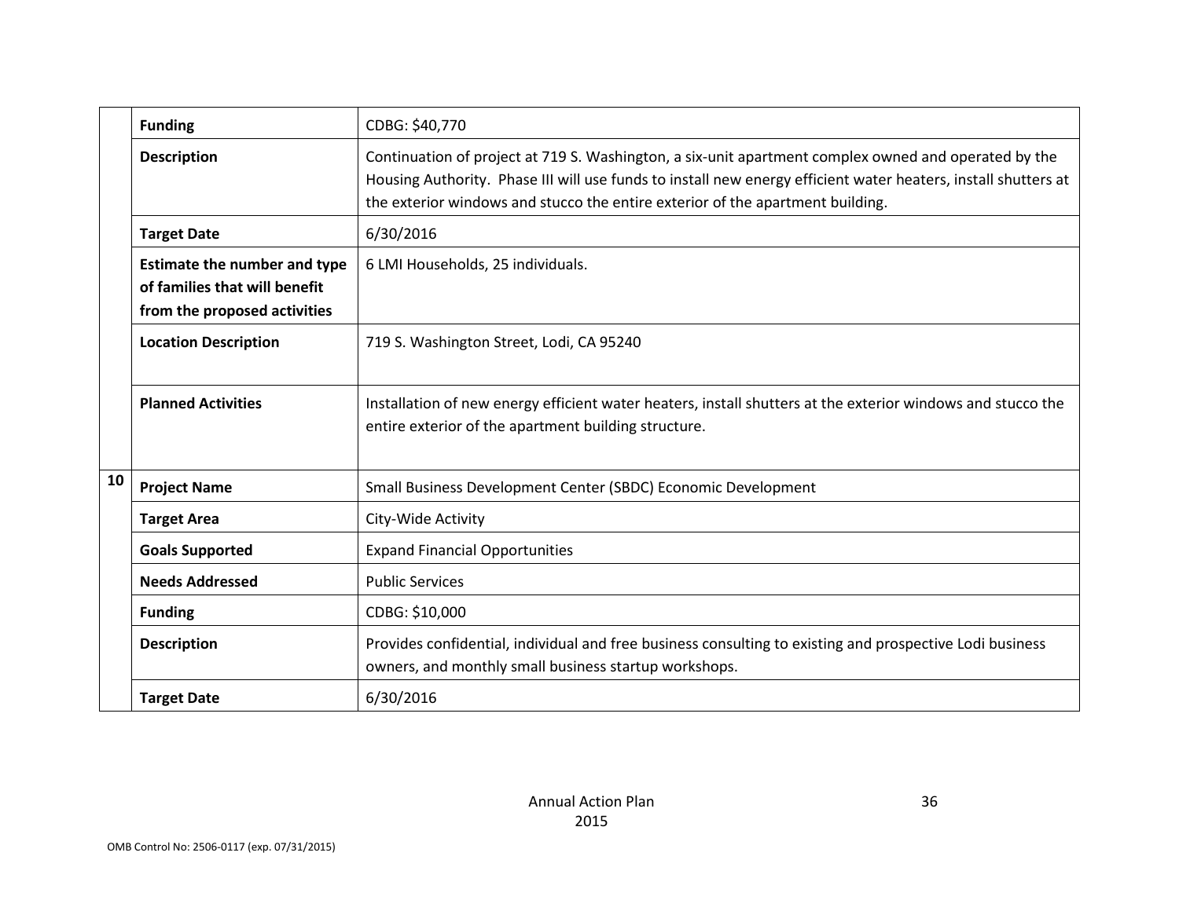| | | |
|---|---|---|
| | **Funding** | CDBG: $40,770 |
| | **Description** | Continuation of project at 719 S. Washington, a six-unit apartment complex owned and operated by the Housing Authority. Phase III will use funds to install new energy efficient water heaters, install shutters at the exterior windows and stucco the entire exterior of the apartment building. |
| | **Target Date** | 6/30/2016 |
| | **Estimate the number and type of families that will benefit from the proposed activities** | 6 LMI Households, 25 individuals. |
| | **Location Description** | 719 S. Washington Street, Lodi, CA 95240 |
| | **Planned Activities** | Installation of new energy efficient water heaters, install shutters at the exterior windows and stucco the entire exterior of the apartment building structure. |
| **10** | **Project Name** | Small Business Development Center (SBDC) Economic Development |
| | **Target Area** | City-Wide Activity |
| | **Goals Supported** | Expand Financial Opportunities |
| | **Needs Addressed** | Public Services |
| | **Funding** | CDBG: $10,000 |
| | **Description** | Provides confidential, individual and free business consulting to existing and prospective Lodi business owners, and monthly small business startup workshops. |
| | **Target Date** | 6/30/2016 |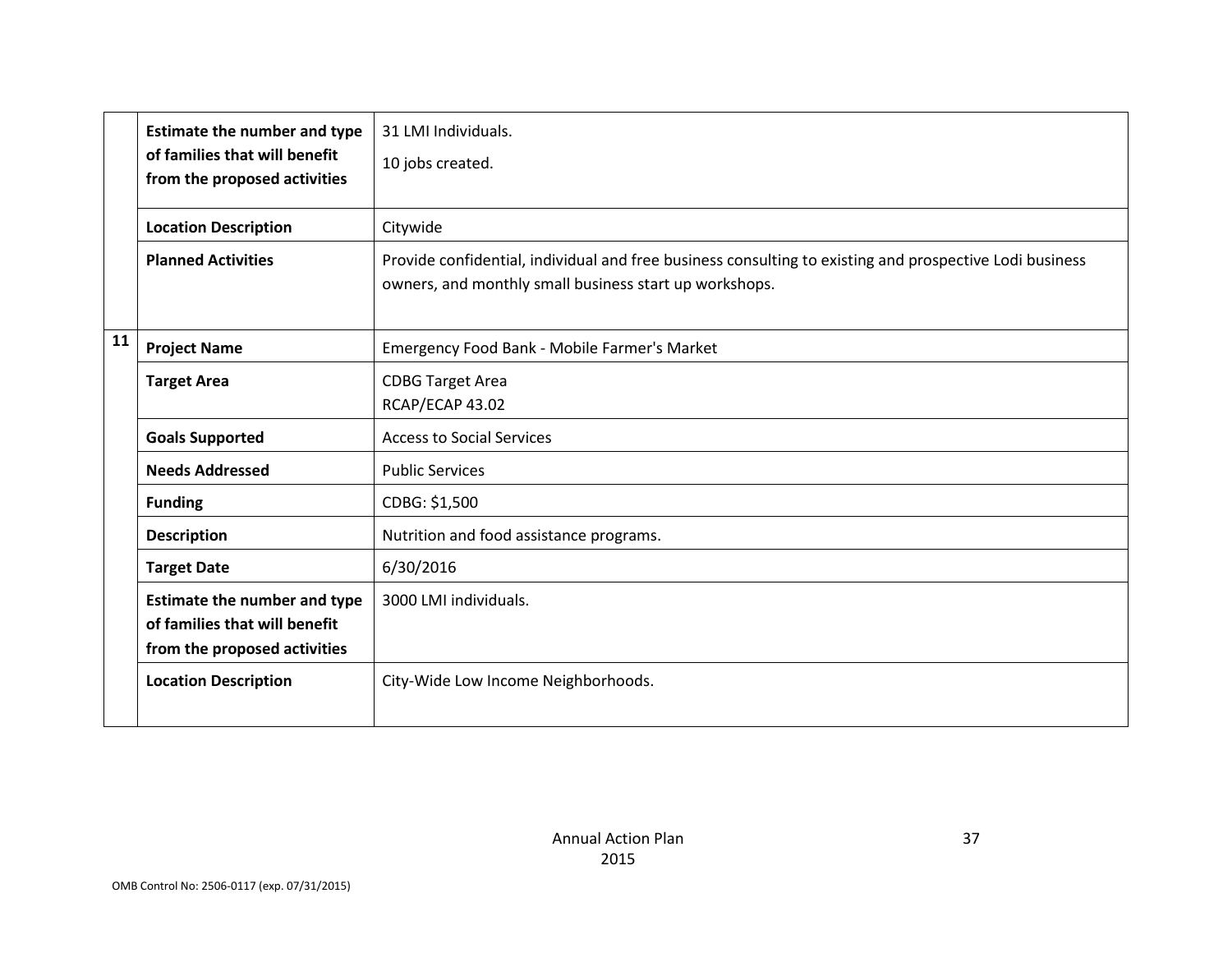| | | |
|---|---|---|
| | **Estimate the number and type of families that will benefit from the proposed activities** | 31 LMI Individuals.<br>10 jobs created. |
| | **Location Description** | Citywide |
| | **Planned Activities** | Provide confidential, individual and free business consulting to existing and prospective Lodi business owners, and monthly small business start up workshops. |
| **11** | **Project Name** | Emergency Food Bank - Mobile Farmer's Market |
| | **Target Area** | CDBG Target Area<br>RCAP/ECAP 43.02 |
| | **Goals Supported** | Access to Social Services |
| | **Needs Addressed** | Public Services |
| | **Funding** | CDBG: $1,500 |
| | **Description** | Nutrition and food assistance programs. |
| | **Target Date** | 6/30/2016 |
| | **Estimate the number and type of families that will benefit from the proposed activities** | 3000 LMI individuals. |
| | **Location Description** | City-Wide Low Income Neighborhoods. |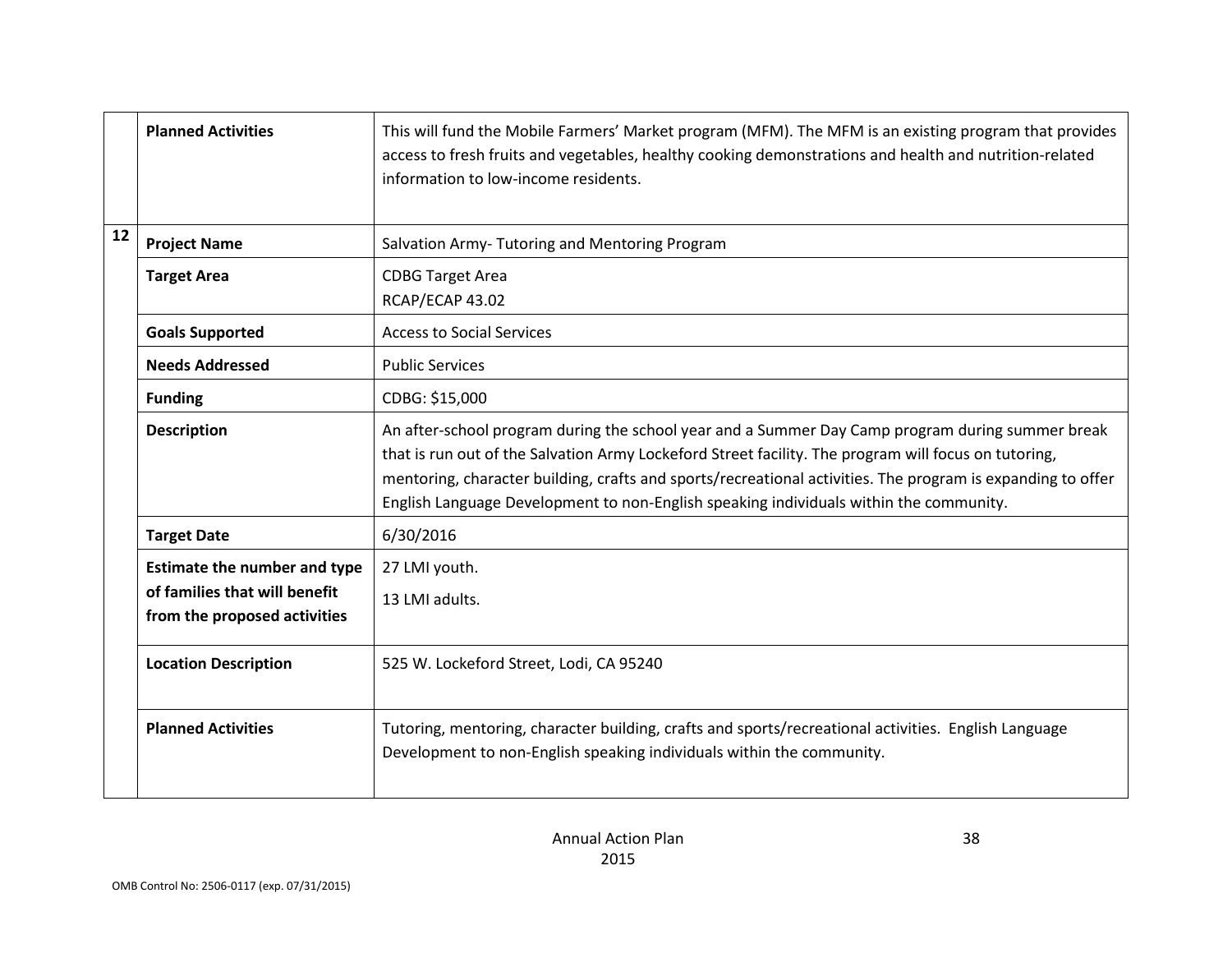| | | |
|---|---|---|
| | **Planned Activities** | This will fund the Mobile Farmers' Market program (MFM). The MFM is an existing program that provides access to fresh fruits and vegetables, healthy cooking demonstrations and health and nutrition-related information to low-income residents. |
| **12** | **Project Name** | Salvation Army- Tutoring and Mentoring Program |
| | **Target Area** | CDBG Target Area<br>RCAP/ECAP 43.02 |
| | **Goals Supported** | Access to Social Services |
| | **Needs Addressed** | Public Services |
| | **Funding** | CDBG: $15,000 |
| | **Description** | An after-school program during the school year and a Summer Day Camp program during summer break that is run out of the Salvation Army Lockeford Street facility. The program will focus on tutoring, mentoring, character building, crafts and sports/recreational activities. The program is expanding to offer English Language Development to non-English speaking individuals within the community. |
| | **Target Date** | 6/30/2016 |
| | **Estimate the number and type of families that will benefit from the proposed activities** | 27 LMI youth.<br>13 LMI adults. |
| | **Location Description** | 525 W. Lockeford Street, Lodi, CA 95240 |
| | **Planned Activities** | Tutoring, mentoring, character building, crafts and sports/recreational activities. English Language Development to non-English speaking individuals within the community. |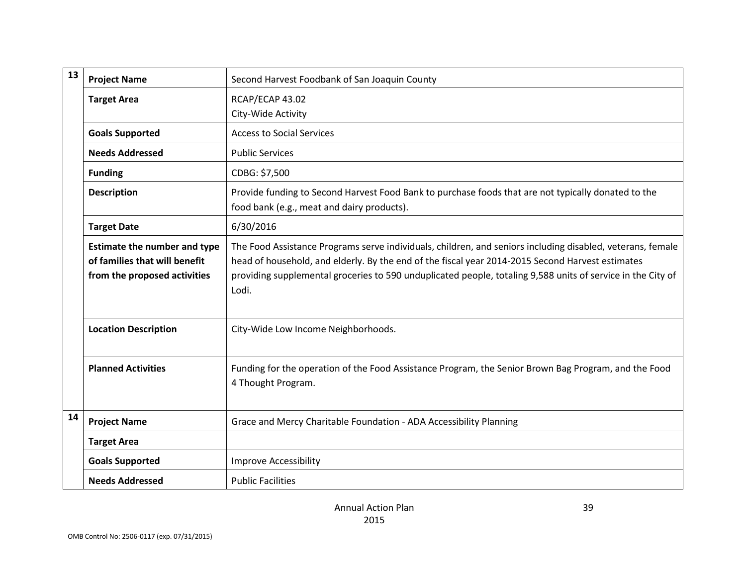| | | |
|---|---|---|
| 13 | **Project Name** | Second Harvest Foodbank of San Joaquin County |
| | **Target Area** | RCAP/ECAP 43.02<br>City-Wide Activity |
| | **Goals Supported** | Access to Social Services |
| | **Needs Addressed** | Public Services |
| | **Funding** | CDBG: $7,500 |
| | **Description** | Provide funding to Second Harvest Food Bank to purchase foods that are not typically donated to the food bank (e.g., meat and dairy products). |
| | **Target Date** | 6/30/2016 |
| | **Estimate the number and type of families that will benefit from the proposed activities** | The Food Assistance Programs serve individuals, children, and seniors including disabled, veterans, female head of household, and elderly. By the end of the fiscal year 2014-2015 Second Harvest estimates providing supplemental groceries to 590 unduplicated people, totaling 9,588 units of service in the City of Lodi. |
| | **Location Description** | City-Wide Low Income Neighborhoods. |
| | **Planned Activities** | Funding for the operation of the Food Assistance Program, the Senior Brown Bag Program, and the Food 4 Thought Program. |
| 14 | **Project Name** | Grace and Mercy Charitable Foundation - ADA Accessibility Planning |
| | **Target Area** | |
| | **Goals Supported** | Improve Accessibility |
| | **Needs Addressed** | Public Facilities |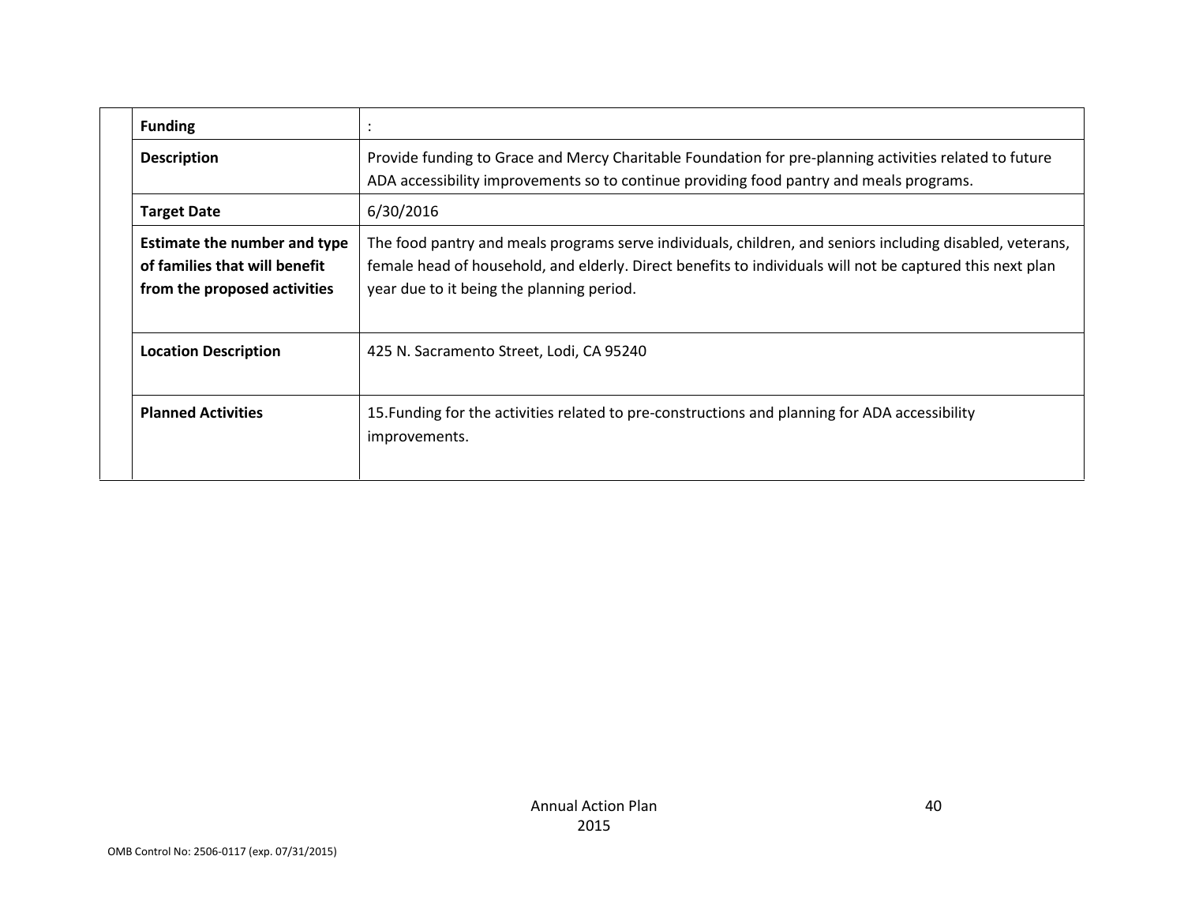| | | |
|---|---|---|
| | **Funding** | : |
| | **Description** | Provide funding to Grace and Mercy Charitable Foundation for pre-planning activities related to future ADA accessibility improvements so to continue providing food pantry and meals programs. |
| | **Target Date** | 6/30/2016 |
| | **Estimate the number and type of families that will benefit from the proposed activities** | The food pantry and meals programs serve individuals, children, and seniors including disabled, veterans, female head of household, and elderly. Direct benefits to individuals will not be captured this next plan year due to it being the planning period. |
| | **Location Description** | 425 N. Sacramento Street, Lodi, CA 95240 |
| | **Planned Activities** | 15.Funding for the activities related to pre-constructions and planning for ADA accessibility improvements. |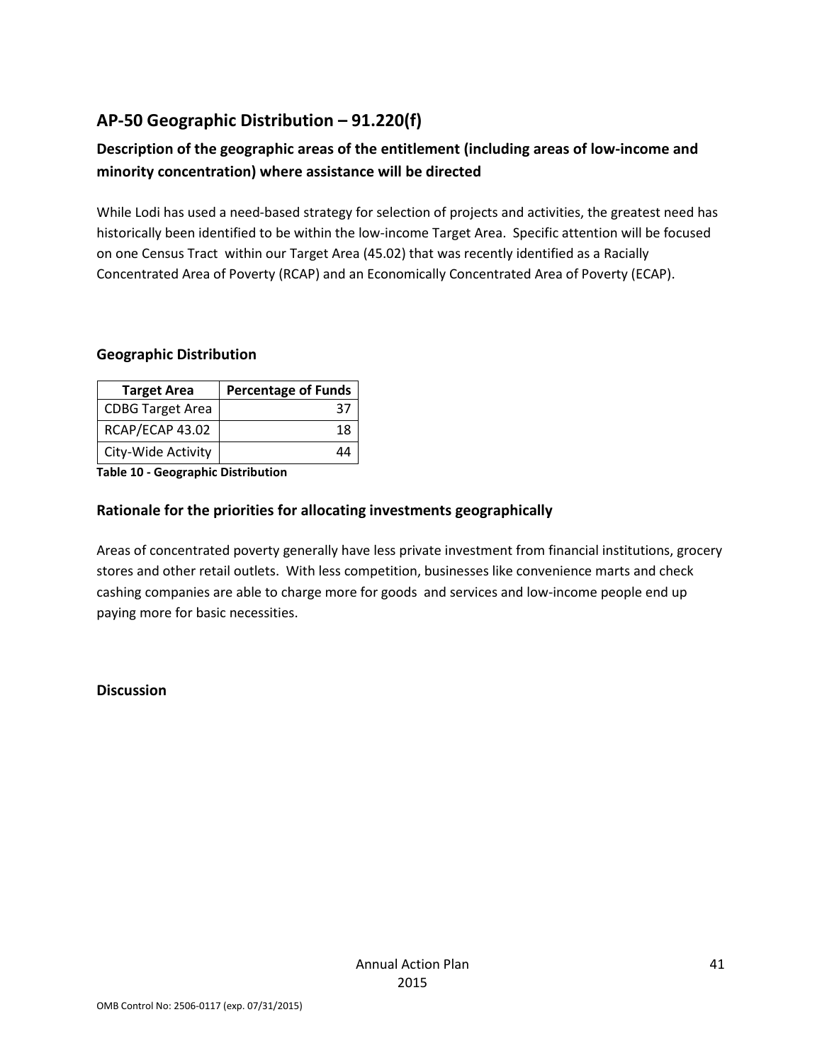## AP-50 Geographic Distribution – 91.220(f)

### Description of the geographic areas of the entitlement (including areas of low-income and minority concentration) where assistance will be directed

While Lodi has used a need-based strategy for selection of projects and activities, the greatest need has historically been identified to be within the low-income Target Area. Specific attention will be focused on one Census Tract within our Target Area (45.02) that was recently identified as a Racially Concentrated Area of Poverty (RCAP) and an Economically Concentrated Area of Poverty (ECAP).

### Geographic Distribution

| Target Area | Percentage of Funds |
|---|---|
| CDBG Target Area | 37 |
| RCAP/ECAP 43.02 | 18 |
| City-Wide Activity | 44 |

**Table 10 - Geographic Distribution**

### Rationale for the priorities for allocating investments geographically

Areas of concentrated poverty generally have less private investment from financial institutions, grocery stores and other retail outlets. With less competition, businesses like convenience marts and check cashing companies are able to charge more for goods and services and low-income people end up paying more for basic necessities.

### Discussion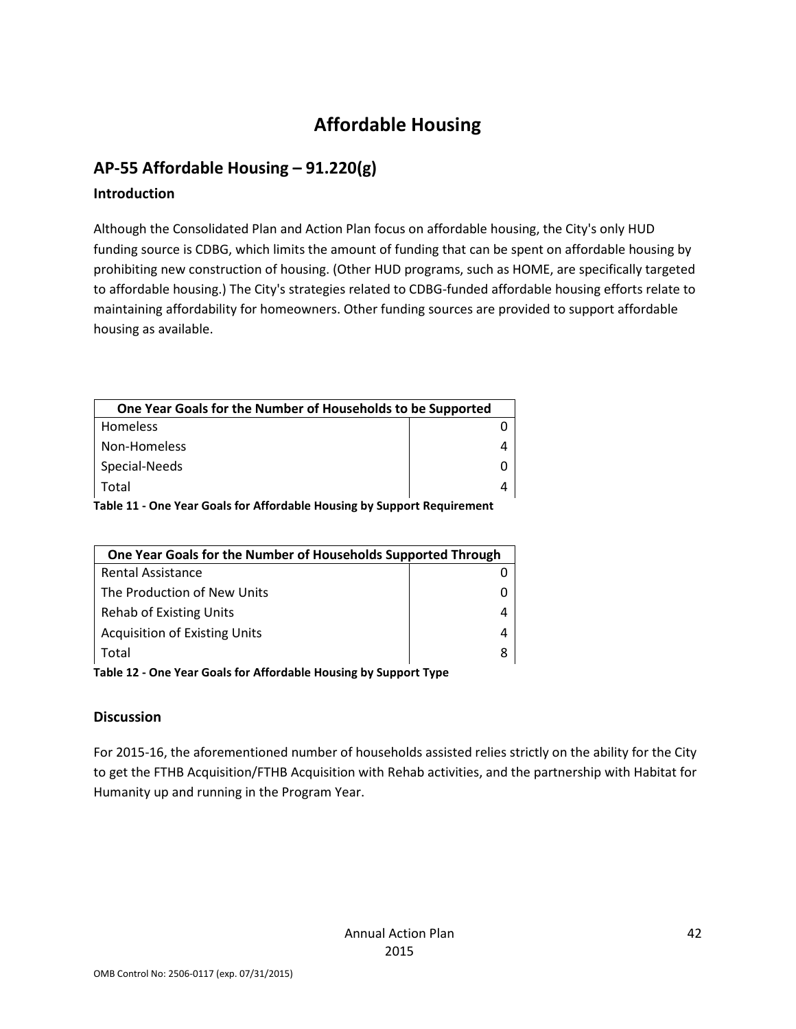# Affordable Housing

## AP-55 Affordable Housing – 91.220(g)

### Introduction

Although the Consolidated Plan and Action Plan focus on affordable housing, the City's only HUD funding source is CDBG, which limits the amount of funding that can be spent on affordable housing by prohibiting new construction of housing. (Other HUD programs, such as HOME, are specifically targeted to affordable housing.) The City's strategies related to CDBG-funded affordable housing efforts relate to maintaining affordability for homeowners. Other funding sources are provided to support affordable housing as available.

| One Year Goals for the Number of Households to be Supported | |
|---|---|
| Homeless | 0 |
| Non-Homeless | 4 |
| Special-Needs | 0 |
| Total | 4 |

**Table 11 - One Year Goals for Affordable Housing by Support Requirement**

| One Year Goals for the Number of Households Supported Through | |
|---|---|
| Rental Assistance | 0 |
| The Production of New Units | 0 |
| Rehab of Existing Units | 4 |
| Acquisition of Existing Units | 4 |
| Total | 8 |

**Table 12 - One Year Goals for Affordable Housing by Support Type**

### Discussion

For 2015-16, the aforementioned number of households assisted relies strictly on the ability for the City to get the FTHB Acquisition/FTHB Acquisition with Rehab activities, and the partnership with Habitat for Humanity up and running in the Program Year.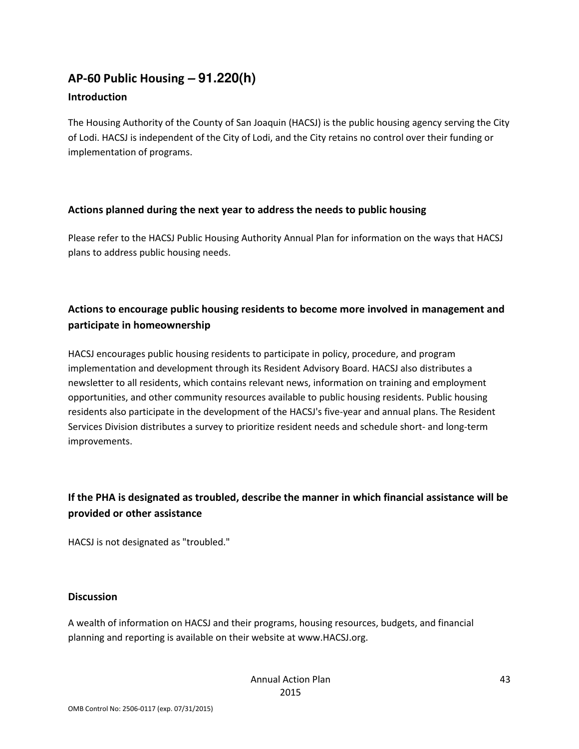## AP-60 Public Housing – 91.220(h)

### Introduction

The Housing Authority of the County of San Joaquin (HACSJ) is the public housing agency serving the City of Lodi. HACSJ is independent of the City of Lodi, and the City retains no control over their funding or implementation of programs.

### Actions planned during the next year to address the needs to public housing

Please refer to the HACSJ Public Housing Authority Annual Plan for information on the ways that HACSJ plans to address public housing needs.

### Actions to encourage public housing residents to become more involved in management and participate in homeownership

HACSJ encourages public housing residents to participate in policy, procedure, and program implementation and development through its Resident Advisory Board. HACSJ also distributes a newsletter to all residents, which contains relevant news, information on training and employment opportunities, and other community resources available to public housing residents. Public housing residents also participate in the development of the HACSJ's five-year and annual plans. The Resident Services Division distributes a survey to prioritize resident needs and schedule short- and long-term improvements.

### If the PHA is designated as troubled, describe the manner in which financial assistance will be provided or other assistance

HACSJ is not designated as "troubled."

### Discussion

A wealth of information on HACSJ and their programs, housing resources, budgets, and financial planning and reporting is available on their website at www.HACSJ.org.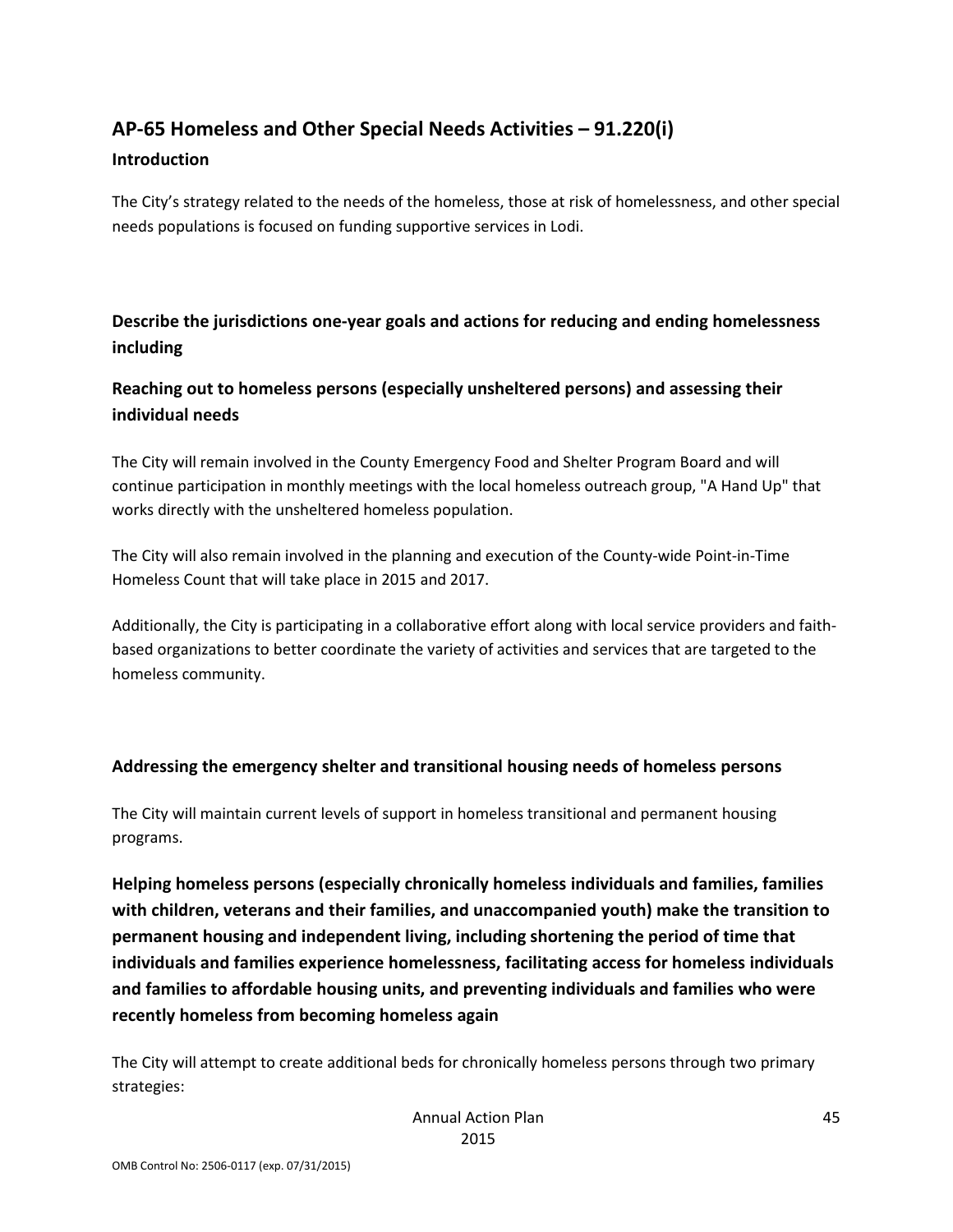## AP-65 Homeless and Other Special Needs Activities – 91.220(i)

### Introduction

The City's strategy related to the needs of the homeless, those at risk of homelessness, and other special needs populations is focused on funding supportive services in Lodi.

### Describe the jurisdictions one-year goals and actions for reducing and ending homelessness including

### Reaching out to homeless persons (especially unsheltered persons) and assessing their individual needs

The City will remain involved in the County Emergency Food and Shelter Program Board and will continue participation in monthly meetings with the local homeless outreach group, "A Hand Up" that works directly with the unsheltered homeless population.

The City will also remain involved in the planning and execution of the County-wide Point-in-Time Homeless Count that will take place in 2015 and 2017.

Additionally, the City is participating in a collaborative effort along with local service providers and faith-based organizations to better coordinate the variety of activities and services that are targeted to the homeless community.

### Addressing the emergency shelter and transitional housing needs of homeless persons

The City will maintain current levels of support in homeless transitional and permanent housing programs.

### Helping homeless persons (especially chronically homeless individuals and families, families with children, veterans and their families, and unaccompanied youth) make the transition to permanent housing and independent living, including shortening the period of time that individuals and families experience homelessness, facilitating access for homeless individuals and families to affordable housing units, and preventing individuals and families who were recently homeless from becoming homeless again

The City will attempt to create additional beds for chronically homeless persons through two primary strategies: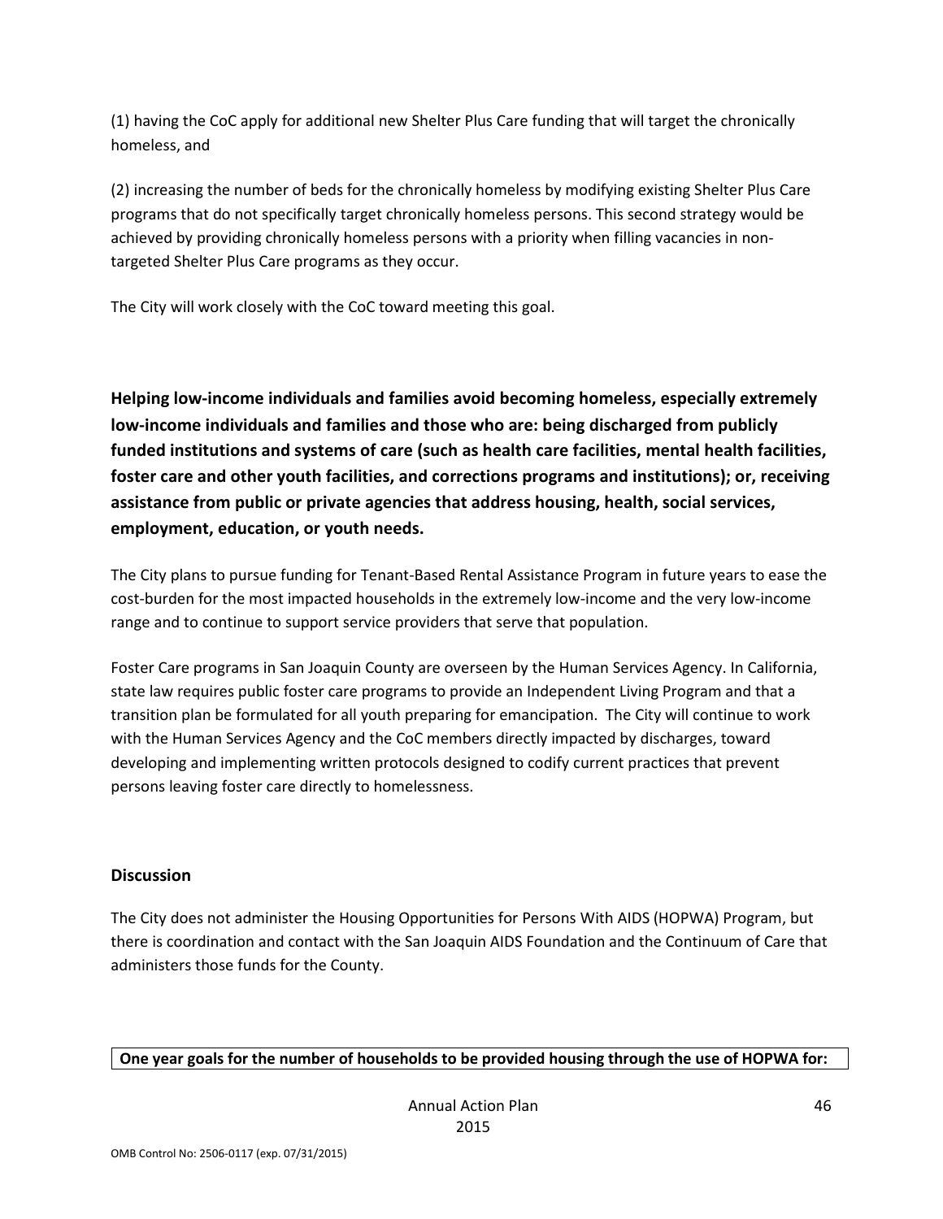(1) having the CoC apply for additional new Shelter Plus Care funding that will target the chronically homeless, and

(2) increasing the number of beds for the chronically homeless by modifying existing Shelter Plus Care programs that do not specifically target chronically homeless persons. This second strategy would be achieved by providing chronically homeless persons with a priority when filling vacancies in non-targeted Shelter Plus Care programs as they occur.

The City will work closely with the CoC toward meeting this goal.

**Helping low-income individuals and families avoid becoming homeless, especially extremely low-income individuals and families and those who are: being discharged from publicly funded institutions and systems of care (such as health care facilities, mental health facilities, foster care and other youth facilities, and corrections programs and institutions); or, receiving assistance from public or private agencies that address housing, health, social services, employment, education, or youth needs.**

The City plans to pursue funding for Tenant-Based Rental Assistance Program in future years to ease the cost-burden for the most impacted households in the extremely low-income and the very low-income range and to continue to support service providers that serve that population.

Foster Care programs in San Joaquin County are overseen by the Human Services Agency. In California, state law requires public foster care programs to provide an Independent Living Program and that a transition plan be formulated for all youth preparing for emancipation. The City will continue to work with the Human Services Agency and the CoC members directly impacted by discharges, toward developing and implementing written protocols designed to codify current practices that prevent persons leaving foster care directly to homelessness.

### Discussion

The City does not administer the Housing Opportunities for Persons With AIDS (HOPWA) Program, but there is coordination and contact with the San Joaquin AIDS Foundation and the Continuum of Care that administers those funds for the County.

| One year goals for the number of households to be provided housing through the use of HOPWA for: |
|---|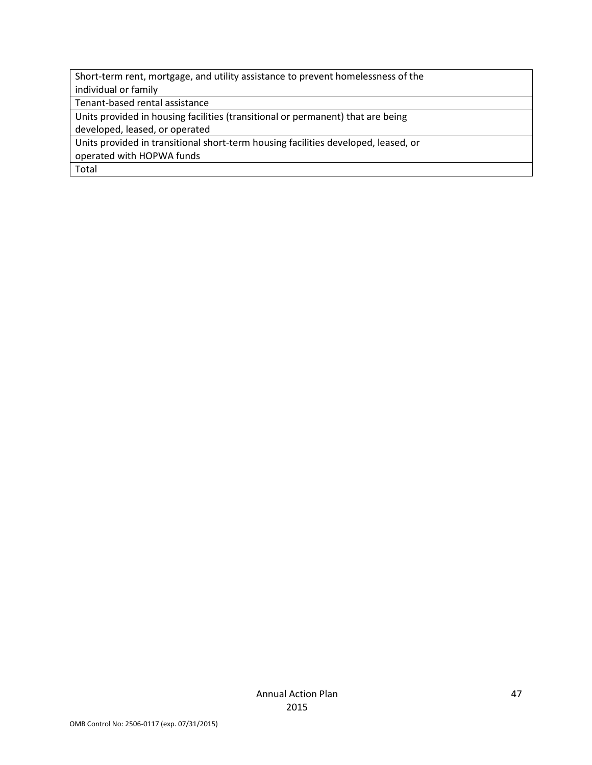| |
|---|
| Short-term rent, mortgage, and utility assistance to prevent homelessness of the individual or family |
| Tenant-based rental assistance |
| Units provided in housing facilities (transitional or permanent) that are being developed, leased, or operated |
| Units provided in transitional short-term housing facilities developed, leased, or operated with HOPWA funds |
| Total |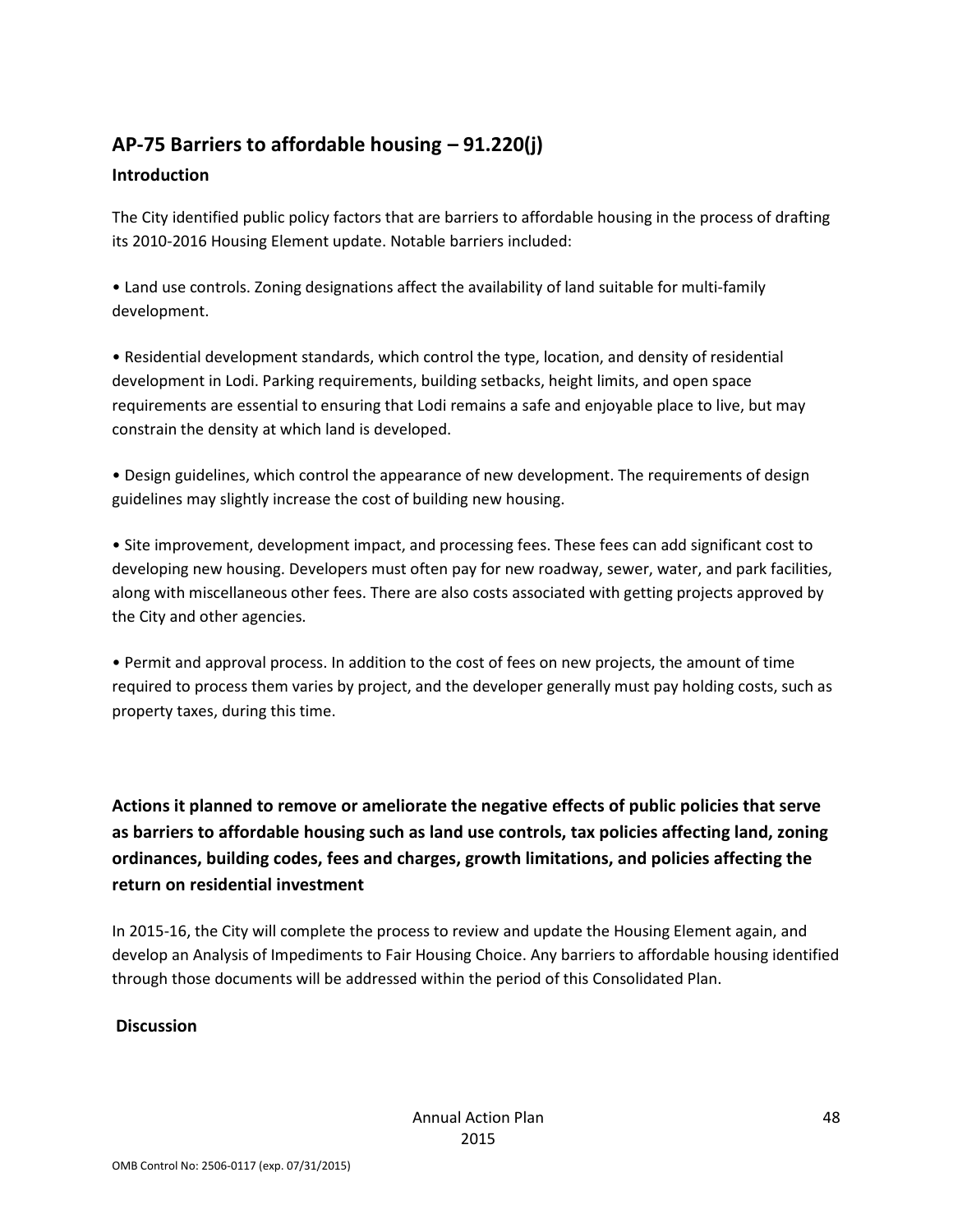## AP-75 Barriers to affordable housing – 91.220(j)

### Introduction

The City identified public policy factors that are barriers to affordable housing in the process of drafting its 2010-2016 Housing Element update. Notable barriers included:

• Land use controls. Zoning designations affect the availability of land suitable for multi-family development.

• Residential development standards, which control the type, location, and density of residential development in Lodi. Parking requirements, building setbacks, height limits, and open space requirements are essential to ensuring that Lodi remains a safe and enjoyable place to live, but may constrain the density at which land is developed.

• Design guidelines, which control the appearance of new development. The requirements of design guidelines may slightly increase the cost of building new housing.

• Site improvement, development impact, and processing fees. These fees can add significant cost to developing new housing. Developers must often pay for new roadway, sewer, water, and park facilities, along with miscellaneous other fees. There are also costs associated with getting projects approved by the City and other agencies.

• Permit and approval process. In addition to the cost of fees on new projects, the amount of time required to process them varies by project, and the developer generally must pay holding costs, such as property taxes, during this time.

### Actions it planned to remove or ameliorate the negative effects of public policies that serve as barriers to affordable housing such as land use controls, tax policies affecting land, zoning ordinances, building codes, fees and charges, growth limitations, and policies affecting the return on residential investment

In 2015-16, the City will complete the process to review and update the Housing Element again, and develop an Analysis of Impediments to Fair Housing Choice. Any barriers to affordable housing identified through those documents will be addressed within the period of this Consolidated Plan.

### Discussion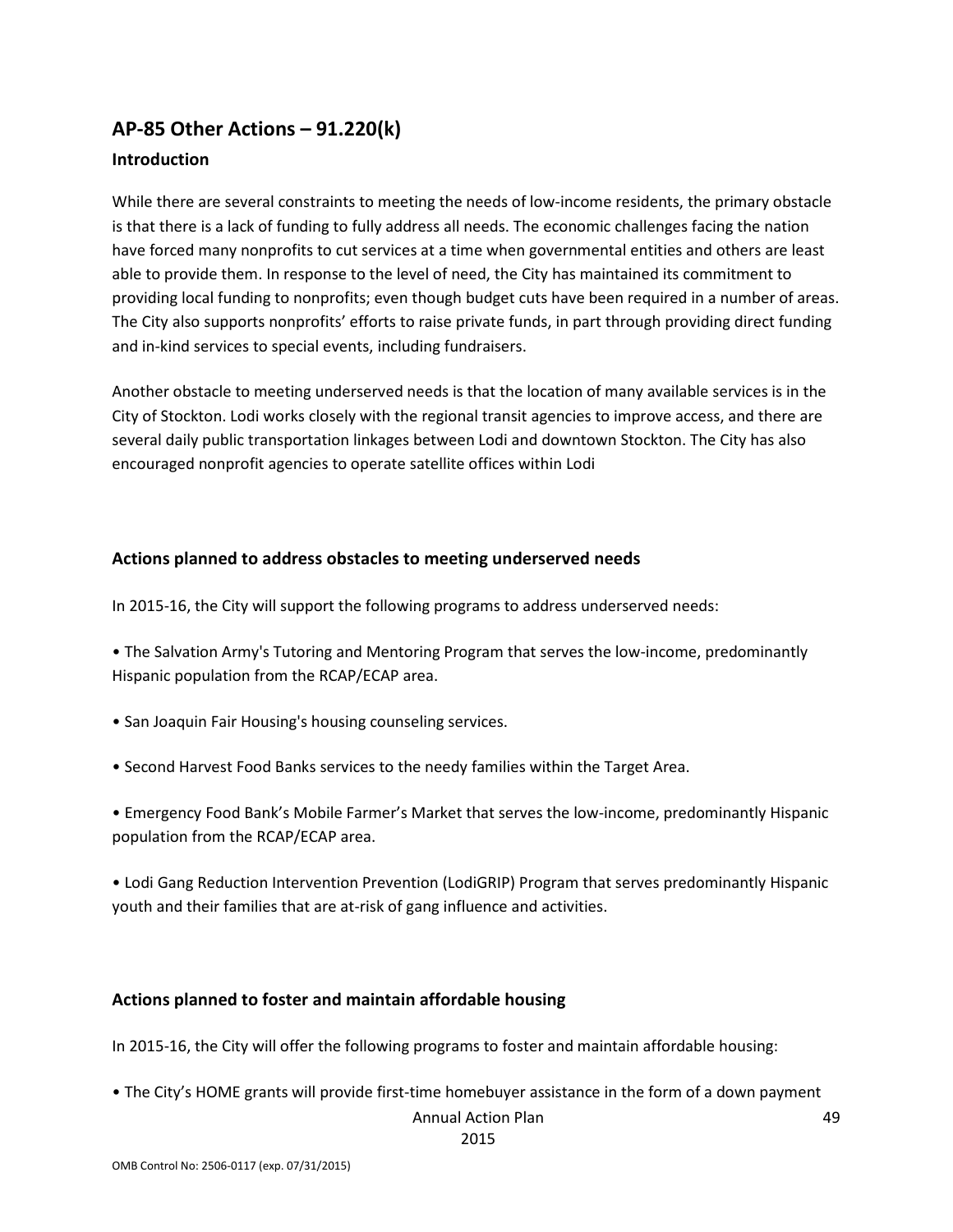## AP-85 Other Actions – 91.220(k)

### Introduction

While there are several constraints to meeting the needs of low-income residents, the primary obstacle is that there is a lack of funding to fully address all needs. The economic challenges facing the nation have forced many nonprofits to cut services at a time when governmental entities and others are least able to provide them. In response to the level of need, the City has maintained its commitment to providing local funding to nonprofits; even though budget cuts have been required in a number of areas. The City also supports nonprofits' efforts to raise private funds, in part through providing direct funding and in-kind services to special events, including fundraisers.

Another obstacle to meeting underserved needs is that the location of many available services is in the City of Stockton. Lodi works closely with the regional transit agencies to improve access, and there are several daily public transportation linkages between Lodi and downtown Stockton. The City has also encouraged nonprofit agencies to operate satellite offices within Lodi

### Actions planned to address obstacles to meeting underserved needs

In 2015-16, the City will support the following programs to address underserved needs:

• The Salvation Army's Tutoring and Mentoring Program that serves the low-income, predominantly Hispanic population from the RCAP/ECAP area.

• San Joaquin Fair Housing's housing counseling services.

• Second Harvest Food Banks services to the needy families within the Target Area.

• Emergency Food Bank's Mobile Farmer's Market that serves the low-income, predominantly Hispanic population from the RCAP/ECAP area.

• Lodi Gang Reduction Intervention Prevention (LodiGRIP) Program that serves predominantly Hispanic youth and their families that are at-risk of gang influence and activities.

### Actions planned to foster and maintain affordable housing

In 2015-16, the City will offer the following programs to foster and maintain affordable housing:

• The City's HOME grants will provide first-time homebuyer assistance in the form of a down payment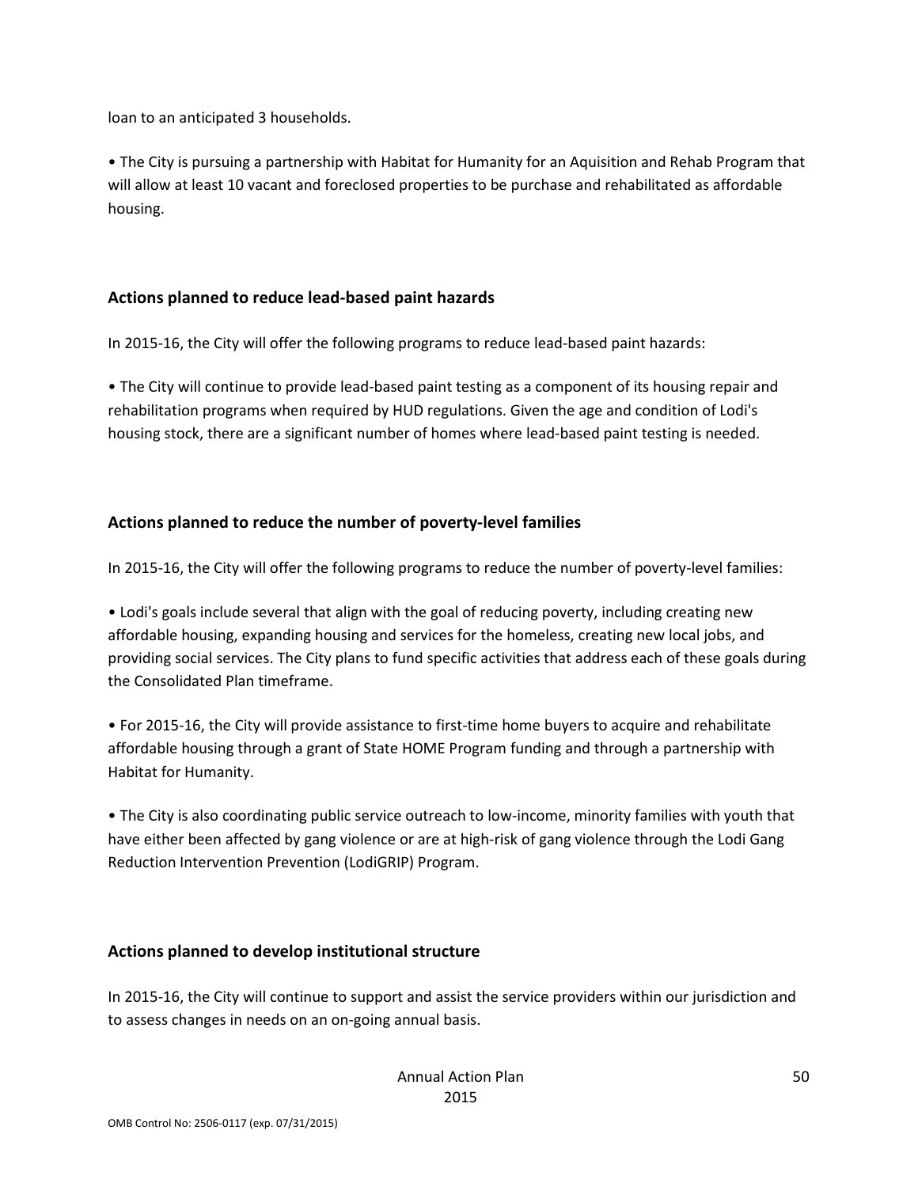loan to an anticipated 3 households.

• The City is pursuing a partnership with Habitat for Humanity for an Aquisition and Rehab Program that will allow at least 10 vacant and foreclosed properties to be purchase and rehabilitated as affordable housing.

### Actions planned to reduce lead-based paint hazards

In 2015-16, the City will offer the following programs to reduce lead-based paint hazards:

• The City will continue to provide lead-based paint testing as a component of its housing repair and rehabilitation programs when required by HUD regulations. Given the age and condition of Lodi's housing stock, there are a significant number of homes where lead-based paint testing is needed.

### Actions planned to reduce the number of poverty-level families

In 2015-16, the City will offer the following programs to reduce the number of poverty-level families:

• Lodi's goals include several that align with the goal of reducing poverty, including creating new affordable housing, expanding housing and services for the homeless, creating new local jobs, and providing social services. The City plans to fund specific activities that address each of these goals during the Consolidated Plan timeframe.

• For 2015-16, the City will provide assistance to first-time home buyers to acquire and rehabilitate affordable housing through a grant of State HOME Program funding and through a partnership with Habitat for Humanity.

• The City is also coordinating public service outreach to low-income, minority families with youth that have either been affected by gang violence or are at high-risk of gang violence through the Lodi Gang Reduction Intervention Prevention (LodiGRIP) Program.

### Actions planned to develop institutional structure

In 2015-16, the City will continue to support and assist the service providers within our jurisdiction and to assess changes in needs on an on-going annual basis.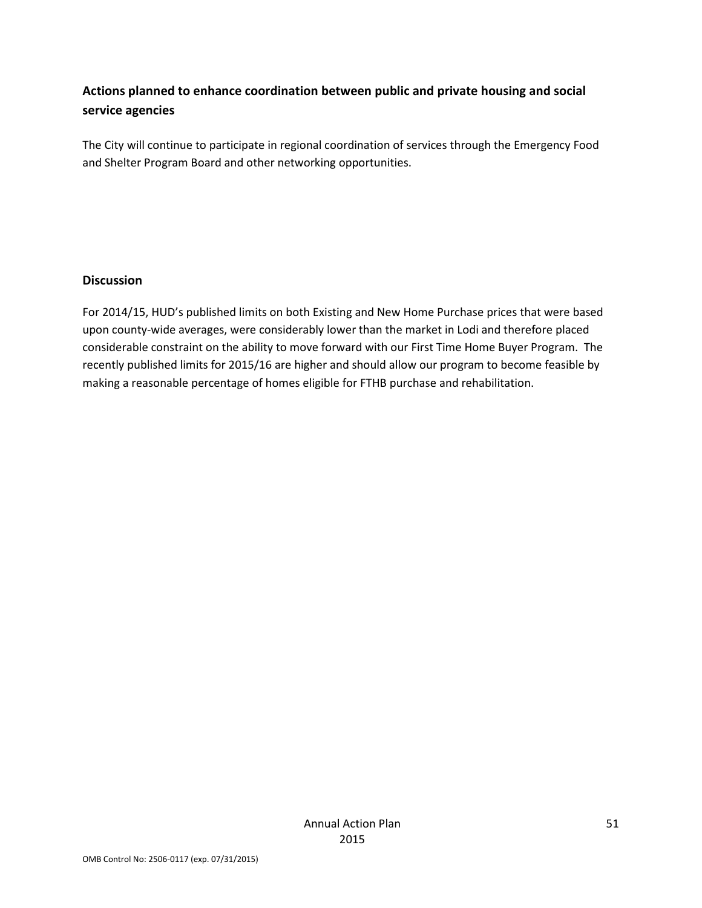## Actions planned to enhance coordination between public and private housing and social service agencies

The City will continue to participate in regional coordination of services through the Emergency Food and Shelter Program Board and other networking opportunities.

## Discussion

For 2014/15, HUD's published limits on both Existing and New Home Purchase prices that were based upon county-wide averages, were considerably lower than the market in Lodi and therefore placed considerable constraint on the ability to move forward with our First Time Home Buyer Program. The recently published limits for 2015/16 are higher and should allow our program to become feasible by making a reasonable percentage of homes eligible for FTHB purchase and rehabilitation.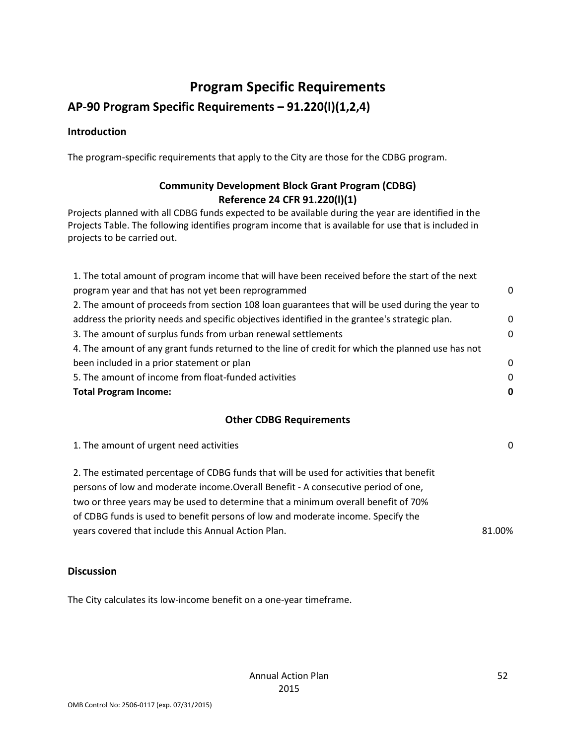# Program Specific Requirements

## AP-90 Program Specific Requirements – 91.220(l)(1,2,4)

### Introduction

The program-specific requirements that apply to the City are those for the CDBG program.

**Community Development Block Grant Program (CDBG)**
**Reference 24 CFR 91.220(l)(1)**

Projects planned with all CDBG funds expected to be available during the year are identified in the Projects Table. The following identifies program income that is available for use that is included in projects to be carried out.

| | |
|---|---|
| 1. The total amount of program income that will have been received before the start of the next program year and that has not yet been reprogrammed | 0 |
| 2. The amount of proceeds from section 108 loan guarantees that will be used during the year to address the priority needs and specific objectives identified in the grantee's strategic plan. | 0 |
| 3. The amount of surplus funds from urban renewal settlements | 0 |
| 4. The amount of any grant funds returned to the line of credit for which the planned use has not been included in a prior statement or plan | 0 |
| 5. The amount of income from float-funded activities | 0 |
| **Total Program Income:** | **0** |

**Other CDBG Requirements**

| | |
|---|---|
| 1. The amount of urgent need activities | 0 |
| 2. The estimated percentage of CDBG funds that will be used for activities that benefit persons of low and moderate income.Overall Benefit - A consecutive period of one, two or three years may be used to determine that a minimum overall benefit of 70% of CDBG funds is used to benefit persons of low and moderate income. Specify the years covered that include this Annual Action Plan. | 81.00% |

### Discussion

The City calculates its low-income benefit on a one-year timeframe.